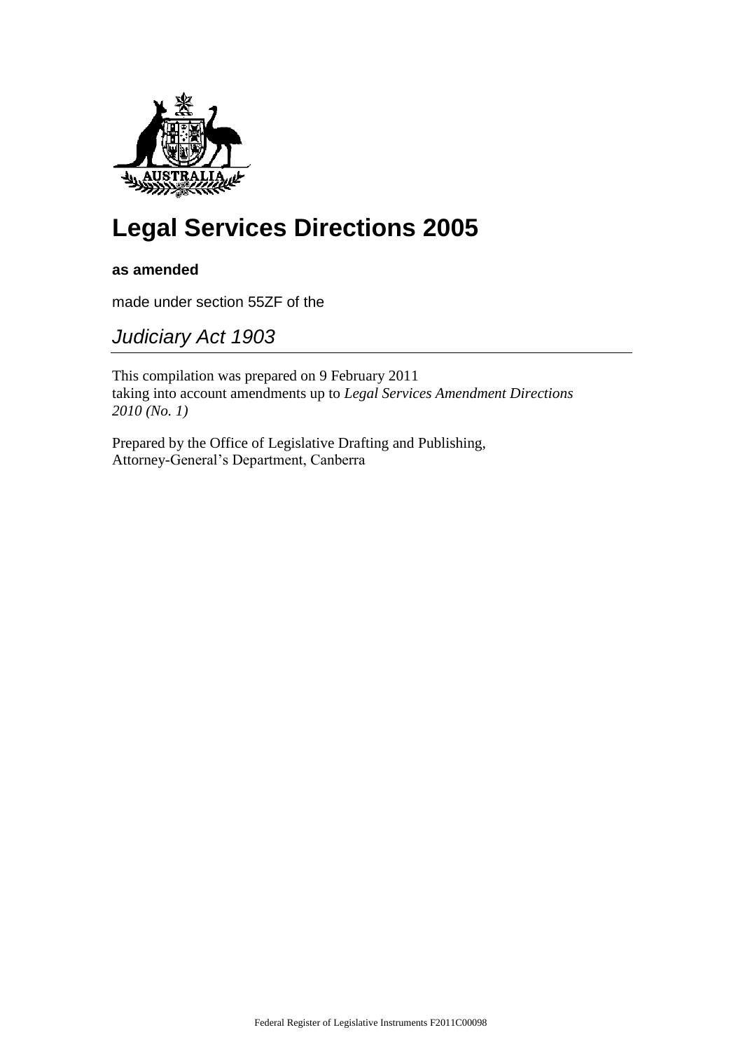# Legal Services Directions 2005

**as amended**

made under section 55ZF of the

## *Judiciary Act 1903*

This compilation was prepared on 9 February 2011
taking into account amendments up to *Legal Services Amendment Directions 2010 (No. 1)*

Prepared by the Office of Legislative Drafting and Publishing,
Attorney-General's Department, Canberra

Federal Register of Legislative Instruments F2011C00098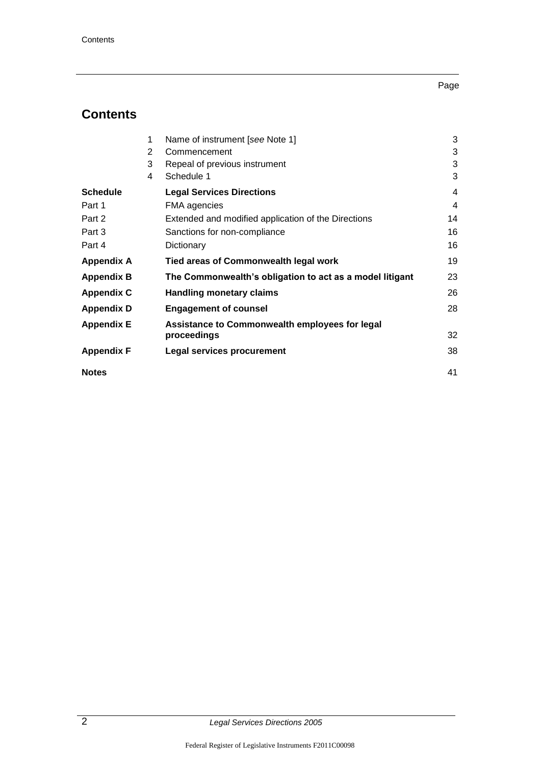## Contents

| | | | Page |
|---|---|---|---|
| | 1 | Name of instrument [*see* Note 1] | 3 |
| | 2 | Commencement | 3 |
| | 3 | Repeal of previous instrument | 3 |
| | 4 | Schedule 1 | 3 |
| **Schedule** | | **Legal Services Directions** | 4 |
| Part 1 | | FMA agencies | 4 |
| Part 2 | | Extended and modified application of the Directions | 14 |
| Part 3 | | Sanctions for non-compliance | 16 |
| Part 4 | | Dictionary | 16 |
| **Appendix A** | | **Tied areas of Commonwealth legal work** | 19 |
| **Appendix B** | | **The Commonwealth's obligation to act as a model litigant** | 23 |
| **Appendix C** | | **Handling monetary claims** | 26 |
| **Appendix D** | | **Engagement of counsel** | 28 |
| **Appendix E** | | **Assistance to Commonwealth employees for legal proceedings** | 32 |
| **Appendix F** | | **Legal services procurement** | 38 |
| **Notes** | | | 41 |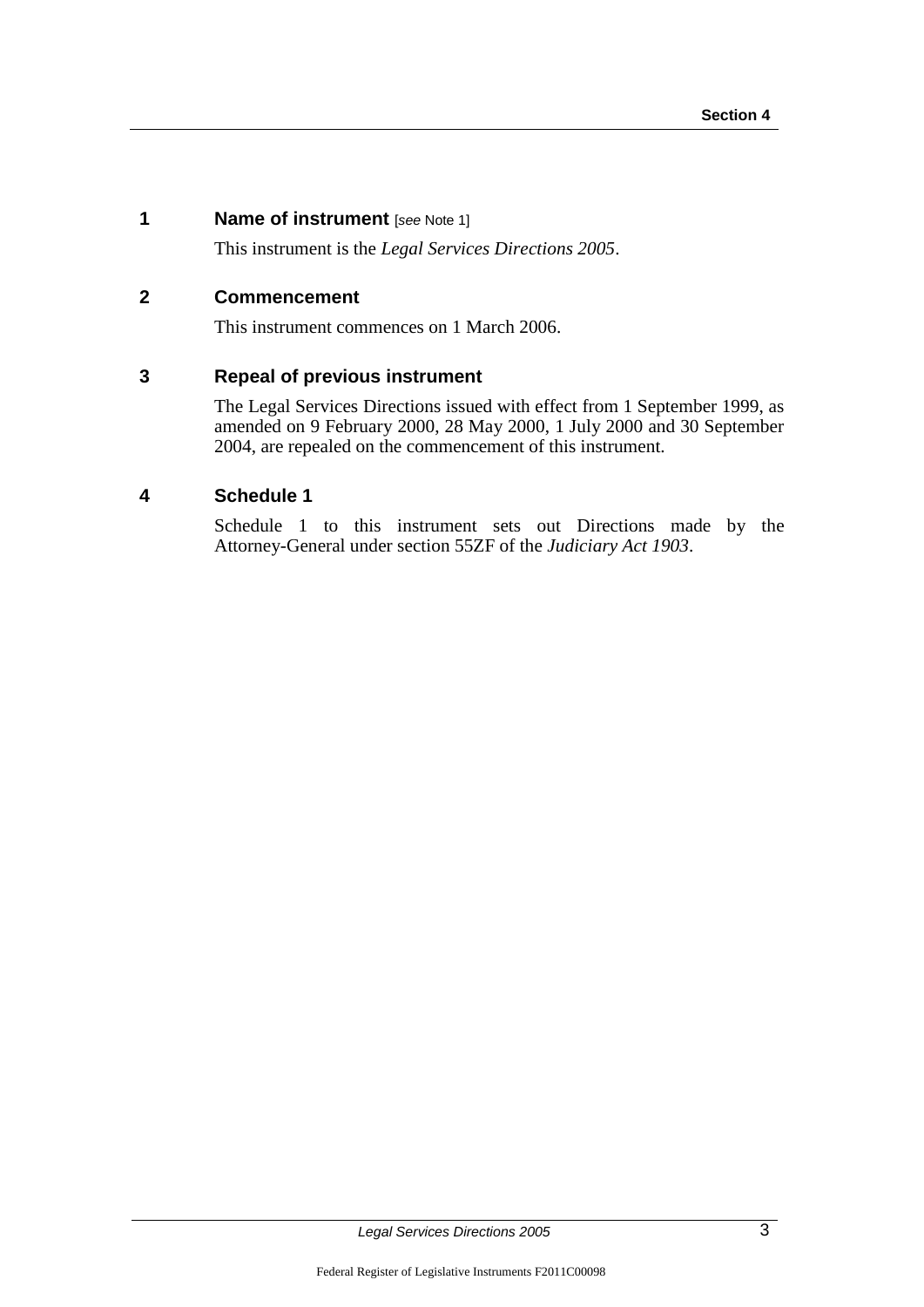## 1 Name of instrument [*see* Note 1]

This instrument is the *Legal Services Directions 2005*.

## 2 Commencement

This instrument commences on 1 March 2006.

## 3 Repeal of previous instrument

The Legal Services Directions issued with effect from 1 September 1999, as amended on 9 February 2000, 28 May 2000, 1 July 2000 and 30 September 2004, are repealed on the commencement of this instrument.

## 4 Schedule 1

Schedule 1 to this instrument sets out Directions made by the Attorney-General under section 55ZF of the *Judiciary Act 1903*.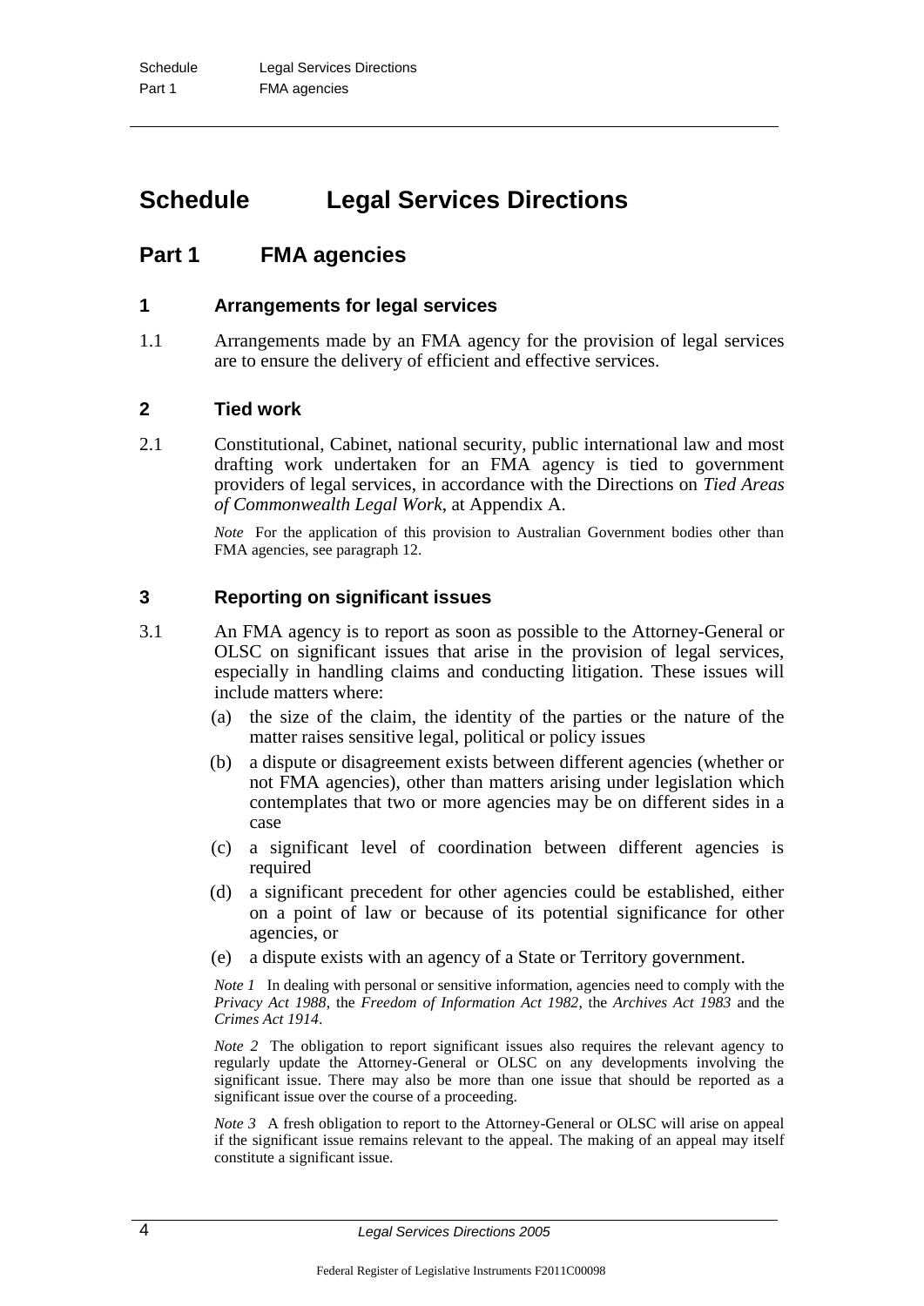# Schedule Legal Services Directions

## Part 1 FMA agencies

### 1 Arrangements for legal services

1.1 Arrangements made by an FMA agency for the provision of legal services are to ensure the delivery of efficient and effective services.

### 2 Tied work

2.1 Constitutional, Cabinet, national security, public international law and most drafting work undertaken for an FMA agency is tied to government providers of legal services, in accordance with the Directions on *Tied Areas of Commonwealth Legal Work*, at Appendix A.

*Note* For the application of this provision to Australian Government bodies other than FMA agencies, see paragraph 12.

### 3 Reporting on significant issues

3.1 An FMA agency is to report as soon as possible to the Attorney-General or OLSC on significant issues that arise in the provision of legal services, especially in handling claims and conducting litigation. These issues will include matters where:

(a) the size of the claim, the identity of the parties or the nature of the matter raises sensitive legal, political or policy issues

(b) a dispute or disagreement exists between different agencies (whether or not FMA agencies), other than matters arising under legislation which contemplates that two or more agencies may be on different sides in a case

(c) a significant level of coordination between different agencies is required

(d) a significant precedent for other agencies could be established, either on a point of law or because of its potential significance for other agencies, or

(e) a dispute exists with an agency of a State or Territory government.

*Note 1* In dealing with personal or sensitive information, agencies need to comply with the *Privacy Act 1988*, the *Freedom of Information Act 1982*, the *Archives Act 1983* and the *Crimes Act 1914*.

*Note 2* The obligation to report significant issues also requires the relevant agency to regularly update the Attorney-General or OLSC on any developments involving the significant issue. There may also be more than one issue that should be reported as a significant issue over the course of a proceeding.

*Note 3* A fresh obligation to report to the Attorney-General or OLSC will arise on appeal if the significant issue remains relevant to the appeal. The making of an appeal may itself constitute a significant issue.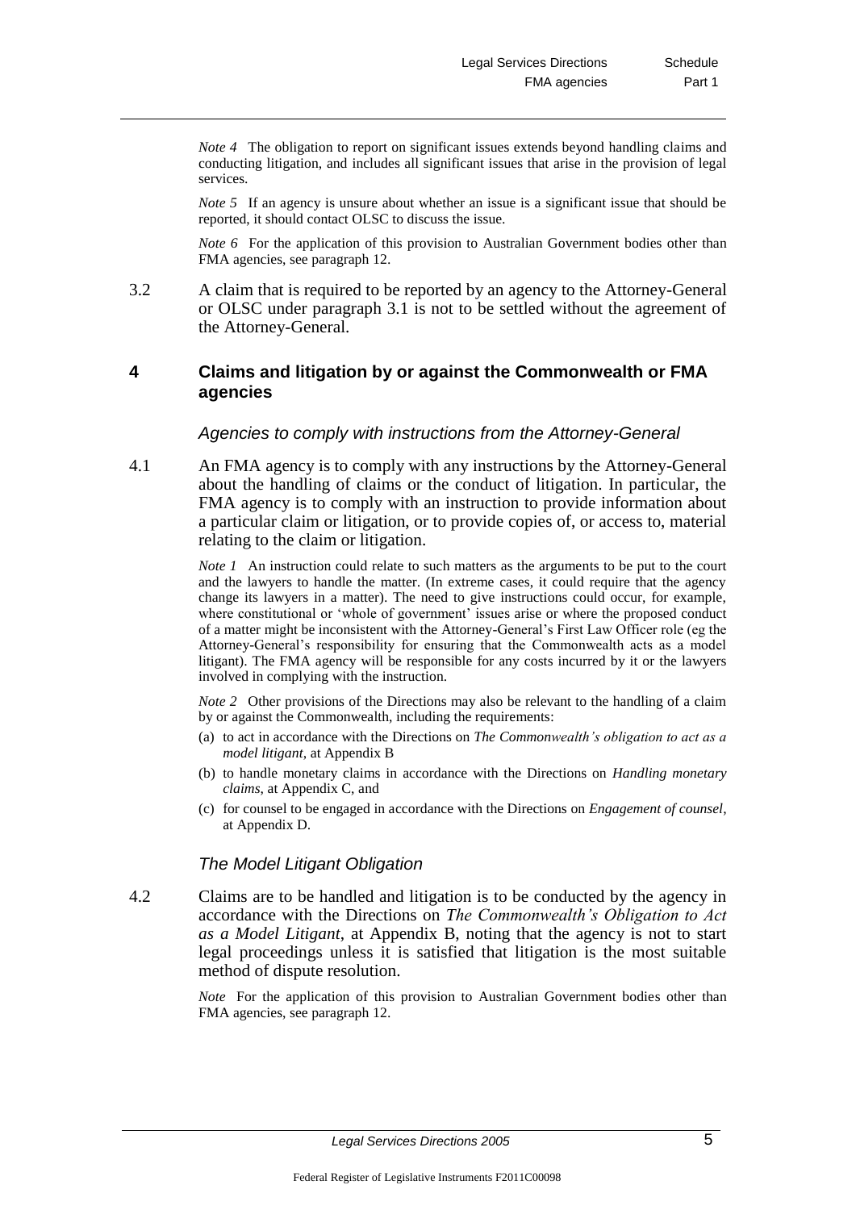*Note 4* The obligation to report on significant issues extends beyond handling claims and conducting litigation, and includes all significant issues that arise in the provision of legal services.

*Note 5* If an agency is unsure about whether an issue is a significant issue that should be reported, it should contact OLSC to discuss the issue.

*Note 6* For the application of this provision to Australian Government bodies other than FMA agencies, see paragraph 12.

3.2 A claim that is required to be reported by an agency to the Attorney-General or OLSC under paragraph 3.1 is not to be settled without the agreement of the Attorney-General.

## 4 Claims and litigation by or against the Commonwealth or FMA agencies

### *Agencies to comply with instructions from the Attorney-General*

4.1 An FMA agency is to comply with any instructions by the Attorney-General about the handling of claims or the conduct of litigation. In particular, the FMA agency is to comply with an instruction to provide information about a particular claim or litigation, or to provide copies of, or access to, material relating to the claim or litigation.

*Note 1* An instruction could relate to such matters as the arguments to be put to the court and the lawyers to handle the matter. (In extreme cases, it could require that the agency change its lawyers in a matter). The need to give instructions could occur, for example, where constitutional or 'whole of government' issues arise or where the proposed conduct of a matter might be inconsistent with the Attorney-General's First Law Officer role (eg the Attorney-General's responsibility for ensuring that the Commonwealth acts as a model litigant). The FMA agency will be responsible for any costs incurred by it or the lawyers involved in complying with the instruction.

*Note 2* Other provisions of the Directions may also be relevant to the handling of a claim by or against the Commonwealth, including the requirements:

(a) to act in accordance with the Directions on *The Commonwealth's obligation to act as a model litigant*, at Appendix B

(b) to handle monetary claims in accordance with the Directions on *Handling monetary claims*, at Appendix C, and

(c) for counsel to be engaged in accordance with the Directions on *Engagement of counsel*, at Appendix D.

### *The Model Litigant Obligation*

4.2 Claims are to be handled and litigation is to be conducted by the agency in accordance with the Directions on *The Commonwealth's Obligation to Act as a Model Litigant*, at Appendix B, noting that the agency is not to start legal proceedings unless it is satisfied that litigation is the most suitable method of dispute resolution.

*Note* For the application of this provision to Australian Government bodies other than FMA agencies, see paragraph 12.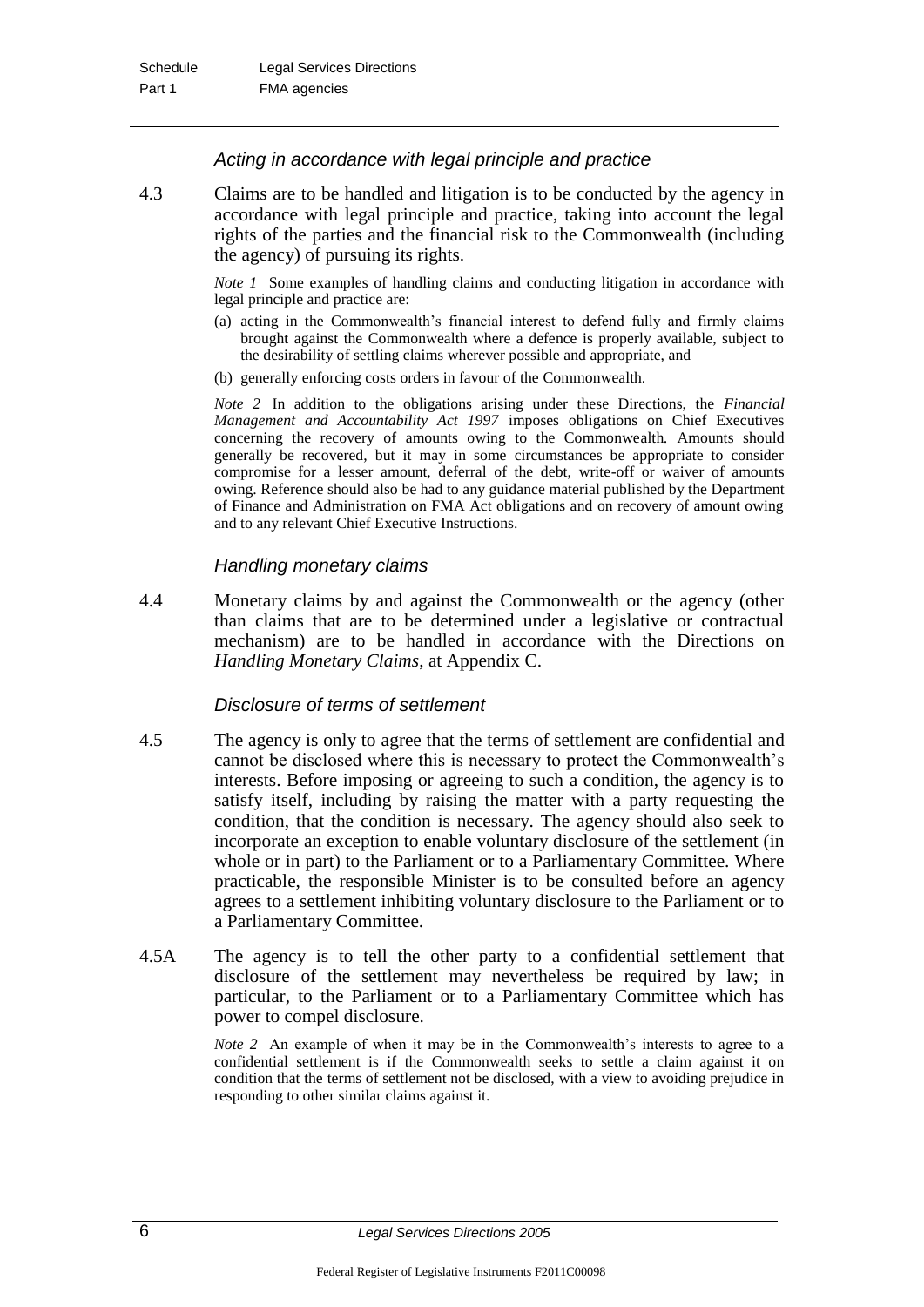### *Acting in accordance with legal principle and practice*

4.3 Claims are to be handled and litigation is to be conducted by the agency in accordance with legal principle and practice, taking into account the legal rights of the parties and the financial risk to the Commonwealth (including the agency) of pursuing its rights.

*Note 1* Some examples of handling claims and conducting litigation in accordance with legal principle and practice are:

(a) acting in the Commonwealth's financial interest to defend fully and firmly claims brought against the Commonwealth where a defence is properly available, subject to the desirability of settling claims wherever possible and appropriate, and

(b) generally enforcing costs orders in favour of the Commonwealth.

*Note 2* In addition to the obligations arising under these Directions, the *Financial Management and Accountability Act 1997* imposes obligations on Chief Executives concerning the recovery of amounts owing to the Commonwealth. Amounts should generally be recovered, but it may in some circumstances be appropriate to consider compromise for a lesser amount, deferral of the debt, write-off or waiver of amounts owing. Reference should also be had to any guidance material published by the Department of Finance and Administration on FMA Act obligations and on recovery of amount owing and to any relevant Chief Executive Instructions.

### *Handling monetary claims*

4.4 Monetary claims by and against the Commonwealth or the agency (other than claims that are to be determined under a legislative or contractual mechanism) are to be handled in accordance with the Directions on *Handling Monetary Claims*, at Appendix C.

### *Disclosure of terms of settlement*

4.5 The agency is only to agree that the terms of settlement are confidential and cannot be disclosed where this is necessary to protect the Commonwealth's interests. Before imposing or agreeing to such a condition, the agency is to satisfy itself, including by raising the matter with a party requesting the condition, that the condition is necessary. The agency should also seek to incorporate an exception to enable voluntary disclosure of the settlement (in whole or in part) to the Parliament or to a Parliamentary Committee. Where practicable, the responsible Minister is to be consulted before an agency agrees to a settlement inhibiting voluntary disclosure to the Parliament or to a Parliamentary Committee.

4.5A The agency is to tell the other party to a confidential settlement that disclosure of the settlement may nevertheless be required by law; in particular, to the Parliament or to a Parliamentary Committee which has power to compel disclosure.

*Note 2* An example of when it may be in the Commonwealth's interests to agree to a confidential settlement is if the Commonwealth seeks to settle a claim against it on condition that the terms of settlement not be disclosed, with a view to avoiding prejudice in responding to other similar claims against it.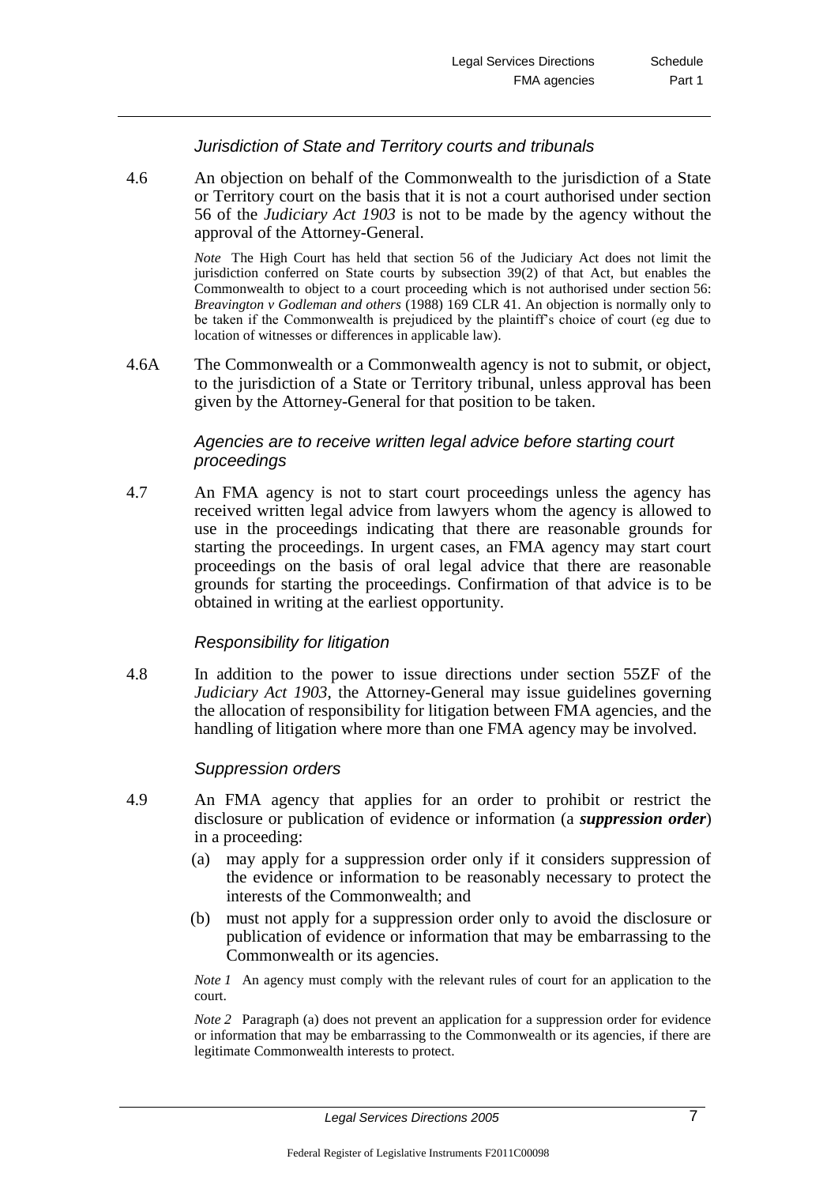### *Jurisdiction of State and Territory courts and tribunals*

4.6 An objection on behalf of the Commonwealth to the jurisdiction of a State or Territory court on the basis that it is not a court authorised under section 56 of the *Judiciary Act 1903* is not to be made by the agency without the approval of the Attorney-General.

*Note* The High Court has held that section 56 of the Judiciary Act does not limit the jurisdiction conferred on State courts by subsection 39(2) of that Act, but enables the Commonwealth to object to a court proceeding which is not authorised under section 56: *Breavington v Godleman and others* (1988) 169 CLR 41. An objection is normally only to be taken if the Commonwealth is prejudiced by the plaintiff's choice of court (eg due to location of witnesses or differences in applicable law).

4.6A The Commonwealth or a Commonwealth agency is not to submit, or object, to the jurisdiction of a State or Territory tribunal, unless approval has been given by the Attorney-General for that position to be taken.

### *Agencies are to receive written legal advice before starting court proceedings*

4.7 An FMA agency is not to start court proceedings unless the agency has received written legal advice from lawyers whom the agency is allowed to use in the proceedings indicating that there are reasonable grounds for starting the proceedings. In urgent cases, an FMA agency may start court proceedings on the basis of oral legal advice that there are reasonable grounds for starting the proceedings. Confirmation of that advice is to be obtained in writing at the earliest opportunity.

### *Responsibility for litigation*

4.8 In addition to the power to issue directions under section 55ZF of the *Judiciary Act 1903*, the Attorney-General may issue guidelines governing the allocation of responsibility for litigation between FMA agencies, and the handling of litigation where more than one FMA agency may be involved.

### *Suppression orders*

4.9 An FMA agency that applies for an order to prohibit or restrict the disclosure or publication of evidence or information (a ***suppression order***) in a proceeding:

(a) may apply for a suppression order only if it considers suppression of the evidence or information to be reasonably necessary to protect the interests of the Commonwealth; and

(b) must not apply for a suppression order only to avoid the disclosure or publication of evidence or information that may be embarrassing to the Commonwealth or its agencies.

*Note 1* An agency must comply with the relevant rules of court for an application to the court.

*Note 2* Paragraph (a) does not prevent an application for a suppression order for evidence or information that may be embarrassing to the Commonwealth or its agencies, if there are legitimate Commonwealth interests to protect.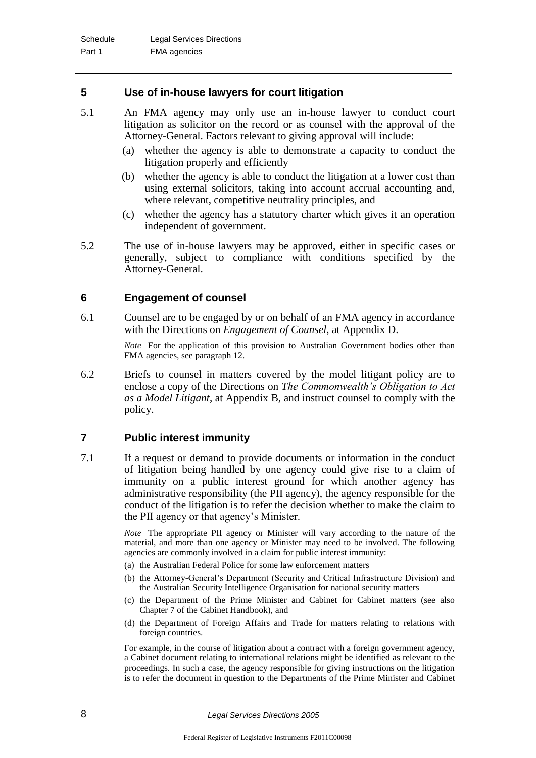## 5 Use of in-house lawyers for court litigation

5.1 An FMA agency may only use an in-house lawyer to conduct court litigation as solicitor on the record or as counsel with the approval of the Attorney-General. Factors relevant to giving approval will include:

(a) whether the agency is able to demonstrate a capacity to conduct the litigation properly and efficiently

(b) whether the agency is able to conduct the litigation at a lower cost than using external solicitors, taking into account accrual accounting and, where relevant, competitive neutrality principles, and

(c) whether the agency has a statutory charter which gives it an operation independent of government.

5.2 The use of in-house lawyers may be approved, either in specific cases or generally, subject to compliance with conditions specified by the Attorney-General.

## 6 Engagement of counsel

6.1 Counsel are to be engaged by or on behalf of an FMA agency in accordance with the Directions on *Engagement of Counsel*, at Appendix D.

*Note* For the application of this provision to Australian Government bodies other than FMA agencies, see paragraph 12.

6.2 Briefs to counsel in matters covered by the model litigant policy are to enclose a copy of the Directions on *The Commonwealth's Obligation to Act as a Model Litigant*, at Appendix B, and instruct counsel to comply with the policy.

## 7 Public interest immunity

7.1 If a request or demand to provide documents or information in the conduct of litigation being handled by one agency could give rise to a claim of immunity on a public interest ground for which another agency has administrative responsibility (the PII agency), the agency responsible for the conduct of the litigation is to refer the decision whether to make the claim to the PII agency or that agency's Minister.

*Note* The appropriate PII agency or Minister will vary according to the nature of the material, and more than one agency or Minister may need to be involved. The following agencies are commonly involved in a claim for public interest immunity:

(a) the Australian Federal Police for some law enforcement matters

(b) the Attorney-General's Department (Security and Critical Infrastructure Division) and the Australian Security Intelligence Organisation for national security matters

(c) the Department of the Prime Minister and Cabinet for Cabinet matters (see also Chapter 7 of the Cabinet Handbook), and

(d) the Department of Foreign Affairs and Trade for matters relating to relations with foreign countries.

For example, in the course of litigation about a contract with a foreign government agency, a Cabinet document relating to international relations might be identified as relevant to the proceedings. In such a case, the agency responsible for giving instructions on the litigation is to refer the document in question to the Departments of the Prime Minister and Cabinet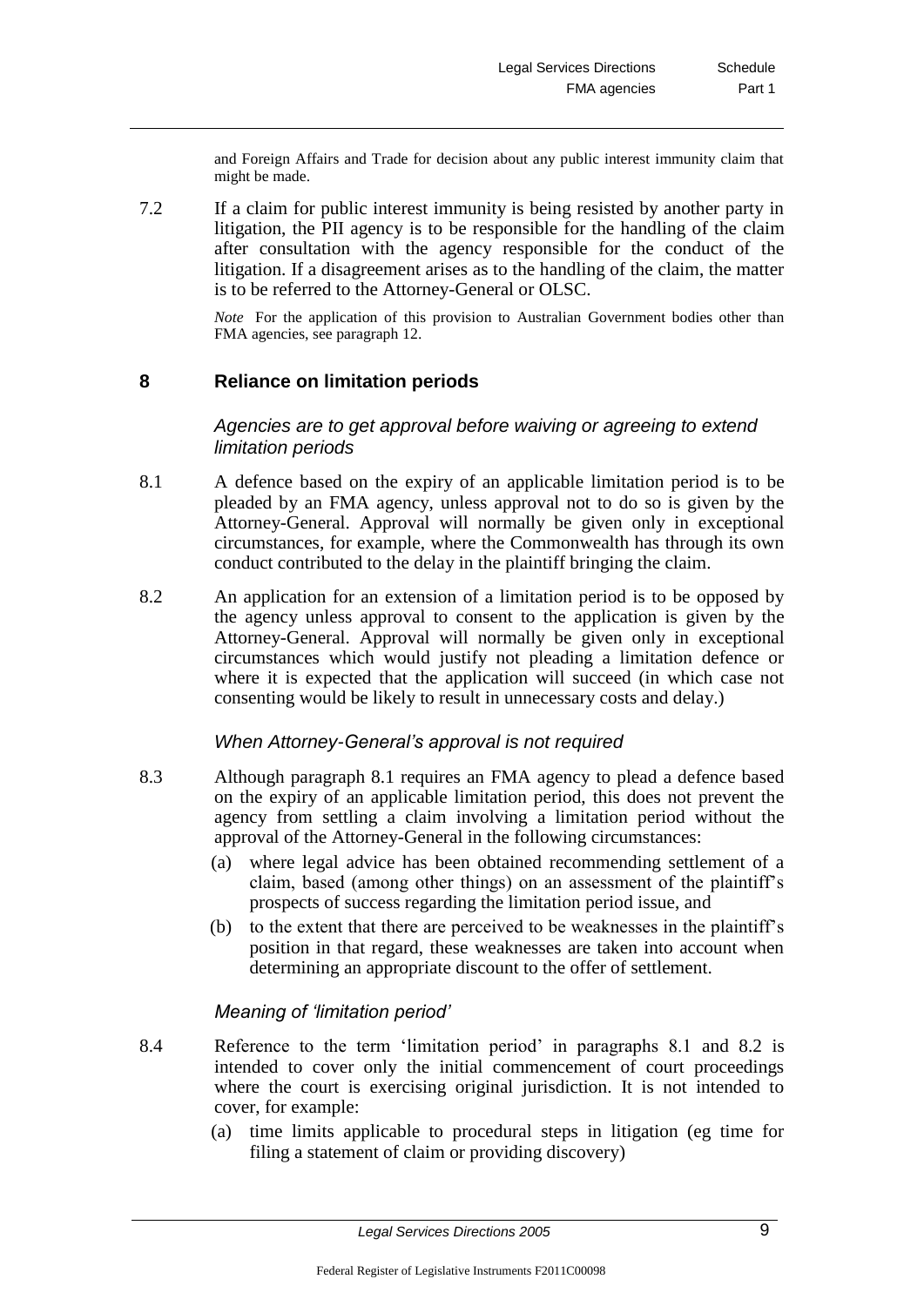and Foreign Affairs and Trade for decision about any public interest immunity claim that might be made.

7.2 If a claim for public interest immunity is being resisted by another party in litigation, the PII agency is to be responsible for the handling of the claim after consultation with the agency responsible for the conduct of the litigation. If a disagreement arises as to the handling of the claim, the matter is to be referred to the Attorney-General or OLSC.

*Note* For the application of this provision to Australian Government bodies other than FMA agencies, see paragraph 12.

## 8 Reliance on limitation periods

### *Agencies are to get approval before waiving or agreeing to extend limitation periods*

8.1 A defence based on the expiry of an applicable limitation period is to be pleaded by an FMA agency, unless approval not to do so is given by the Attorney-General. Approval will normally be given only in exceptional circumstances, for example, where the Commonwealth has through its own conduct contributed to the delay in the plaintiff bringing the claim.

8.2 An application for an extension of a limitation period is to be opposed by the agency unless approval to consent to the application is given by the Attorney-General. Approval will normally be given only in exceptional circumstances which would justify not pleading a limitation defence or where it is expected that the application will succeed (in which case not consenting would be likely to result in unnecessary costs and delay.)

### *When Attorney-General's approval is not required*

8.3 Although paragraph 8.1 requires an FMA agency to plead a defence based on the expiry of an applicable limitation period, this does not prevent the agency from settling a claim involving a limitation period without the approval of the Attorney-General in the following circumstances:

(a) where legal advice has been obtained recommending settlement of a claim, based (among other things) on an assessment of the plaintiff's prospects of success regarding the limitation period issue, and

(b) to the extent that there are perceived to be weaknesses in the plaintiff's position in that regard, these weaknesses are taken into account when determining an appropriate discount to the offer of settlement.

### *Meaning of 'limitation period'*

8.4 Reference to the term 'limitation period' in paragraphs 8.1 and 8.2 is intended to cover only the initial commencement of court proceedings where the court is exercising original jurisdiction. It is not intended to cover, for example:

(a) time limits applicable to procedural steps in litigation (eg time for filing a statement of claim or providing discovery)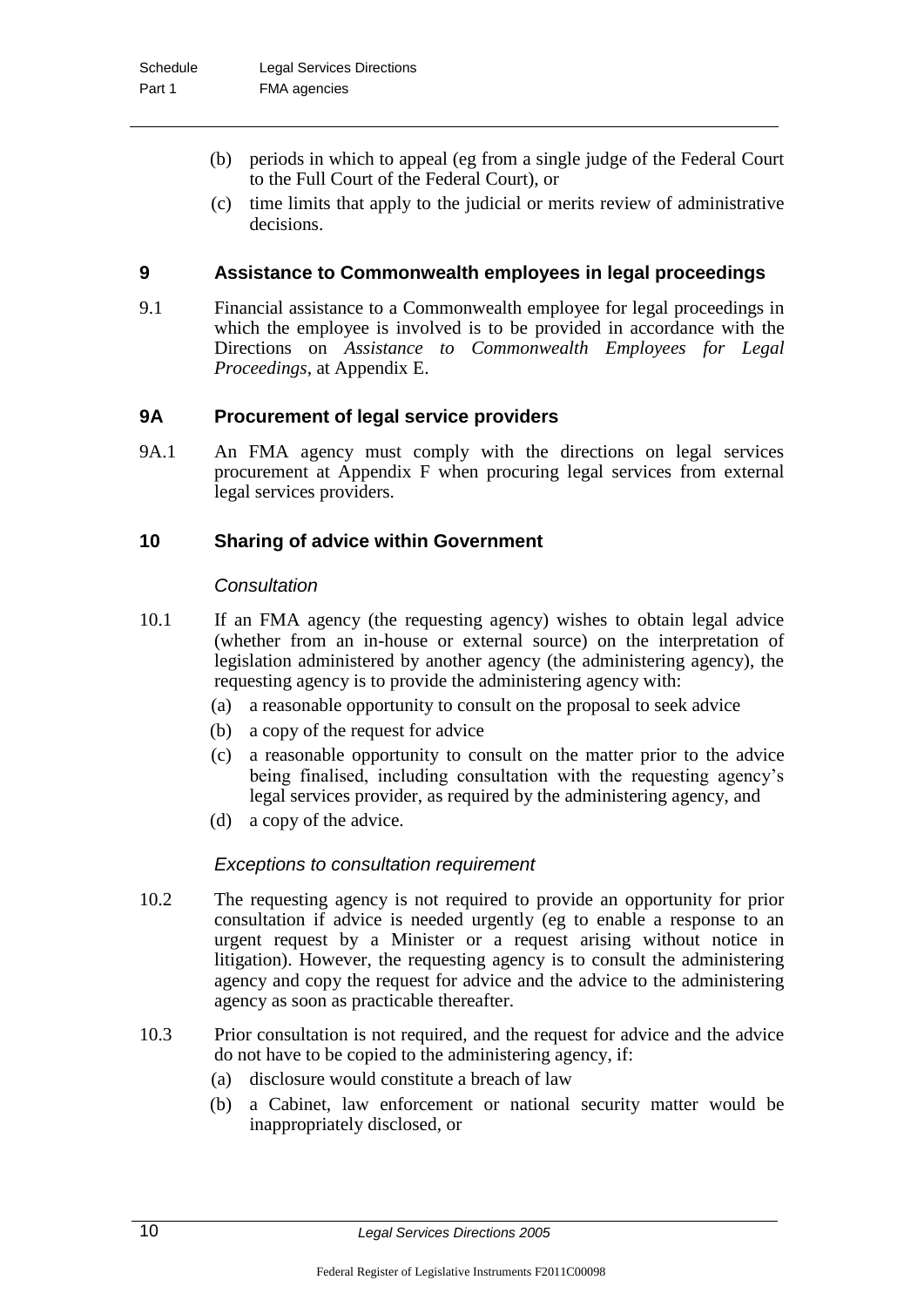(b) periods in which to appeal (eg from a single judge of the Federal Court to the Full Court of the Federal Court), or

(c) time limits that apply to the judicial or merits review of administrative decisions.

## 9 Assistance to Commonwealth employees in legal proceedings

9.1 Financial assistance to a Commonwealth employee for legal proceedings in which the employee is involved is to be provided in accordance with the Directions on *Assistance to Commonwealth Employees for Legal Proceedings*, at Appendix E.

## 9A Procurement of legal service providers

9A.1 An FMA agency must comply with the directions on legal services procurement at Appendix F when procuring legal services from external legal services providers.

## 10 Sharing of advice within Government

### *Consultation*

10.1 If an FMA agency (the requesting agency) wishes to obtain legal advice (whether from an in-house or external source) on the interpretation of legislation administered by another agency (the administering agency), the requesting agency is to provide the administering agency with:

(a) a reasonable opportunity to consult on the proposal to seek advice

(b) a copy of the request for advice

(c) a reasonable opportunity to consult on the matter prior to the advice being finalised, including consultation with the requesting agency's legal services provider, as required by the administering agency, and

(d) a copy of the advice.

### *Exceptions to consultation requirement*

10.2 The requesting agency is not required to provide an opportunity for prior consultation if advice is needed urgently (eg to enable a response to an urgent request by a Minister or a request arising without notice in litigation). However, the requesting agency is to consult the administering agency and copy the request for advice and the advice to the administering agency as soon as practicable thereafter.

10.3 Prior consultation is not required, and the request for advice and the advice do not have to be copied to the administering agency, if:

(a) disclosure would constitute a breach of law

(b) a Cabinet, law enforcement or national security matter would be inappropriately disclosed, or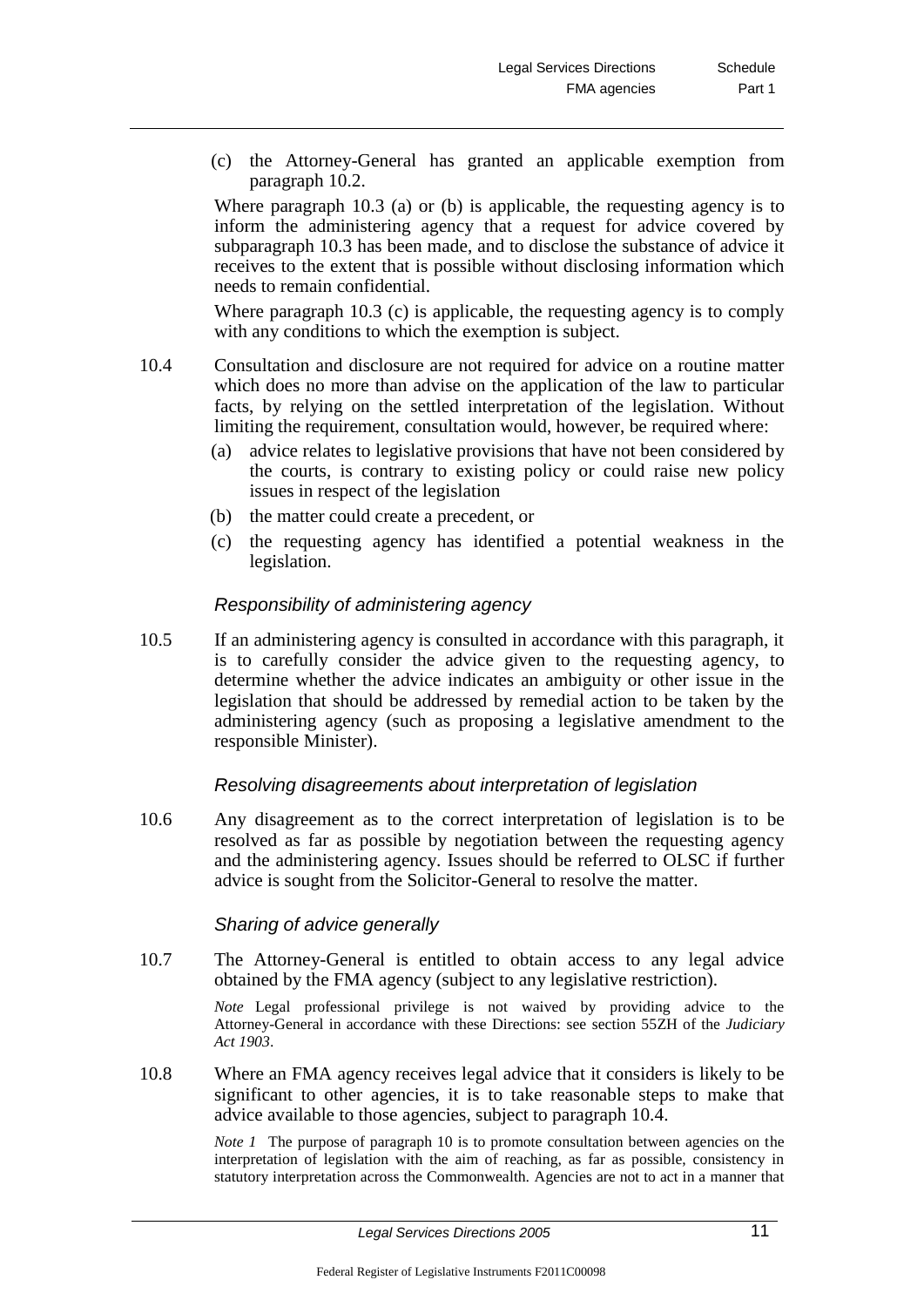(c) the Attorney-General has granted an applicable exemption from paragraph 10.2.

Where paragraph 10.3 (a) or (b) is applicable, the requesting agency is to inform the administering agency that a request for advice covered by subparagraph 10.3 has been made, and to disclose the substance of advice it receives to the extent that is possible without disclosing information which needs to remain confidential.

Where paragraph 10.3 (c) is applicable, the requesting agency is to comply with any conditions to which the exemption is subject.

10.4 Consultation and disclosure are not required for advice on a routine matter which does no more than advise on the application of the law to particular facts, by relying on the settled interpretation of the legislation. Without limiting the requirement, consultation would, however, be required where:

- (a) advice relates to legislative provisions that have not been considered by the courts, is contrary to existing policy or could raise new policy issues in respect of the legislation
- (b) the matter could create a precedent, or
- (c) the requesting agency has identified a potential weakness in the legislation.

### *Responsibility of administering agency*

10.5 If an administering agency is consulted in accordance with this paragraph, it is to carefully consider the advice given to the requesting agency, to determine whether the advice indicates an ambiguity or other issue in the legislation that should be addressed by remedial action to be taken by the administering agency (such as proposing a legislative amendment to the responsible Minister).

### *Resolving disagreements about interpretation of legislation*

10.6 Any disagreement as to the correct interpretation of legislation is to be resolved as far as possible by negotiation between the requesting agency and the administering agency. Issues should be referred to OLSC if further advice is sought from the Solicitor-General to resolve the matter.

### *Sharing of advice generally*

10.7 The Attorney-General is entitled to obtain access to any legal advice obtained by the FMA agency (subject to any legislative restriction).

*Note* Legal professional privilege is not waived by providing advice to the Attorney-General in accordance with these Directions: see section 55ZH of the *Judiciary Act 1903*.

10.8 Where an FMA agency receives legal advice that it considers is likely to be significant to other agencies, it is to take reasonable steps to make that advice available to those agencies, subject to paragraph 10.4.

*Note 1* The purpose of paragraph 10 is to promote consultation between agencies on the interpretation of legislation with the aim of reaching, as far as possible, consistency in statutory interpretation across the Commonwealth. Agencies are not to act in a manner that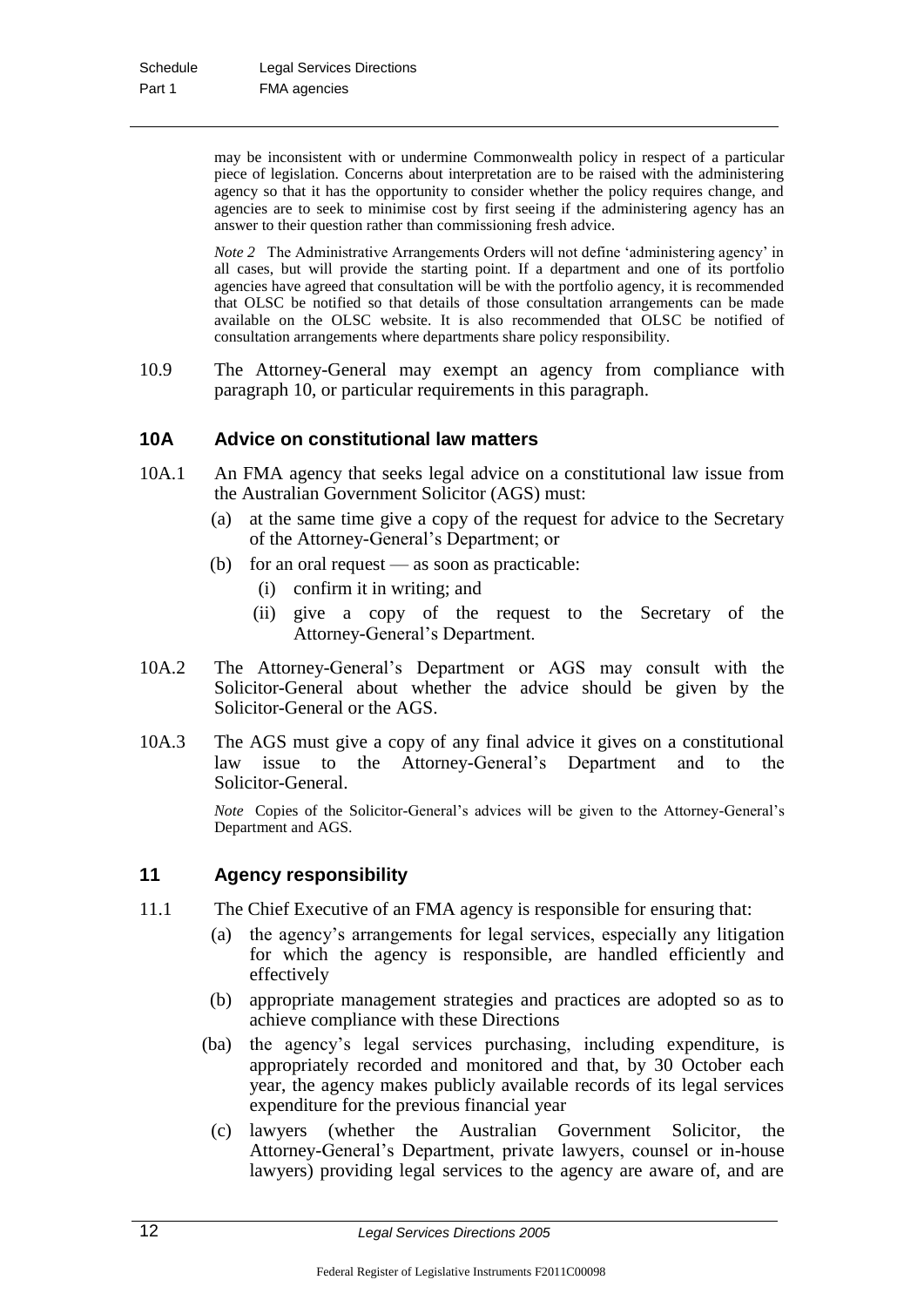may be inconsistent with or undermine Commonwealth policy in respect of a particular piece of legislation. Concerns about interpretation are to be raised with the administering agency so that it has the opportunity to consider whether the policy requires change, and agencies are to seek to minimise cost by first seeing if the administering agency has an answer to their question rather than commissioning fresh advice.

*Note 2* The Administrative Arrangements Orders will not define 'administering agency' in all cases, but will provide the starting point. If a department and one of its portfolio agencies have agreed that consultation will be with the portfolio agency, it is recommended that OLSC be notified so that details of those consultation arrangements can be made available on the OLSC website. It is also recommended that OLSC be notified of consultation arrangements where departments share policy responsibility.

10.9 The Attorney-General may exempt an agency from compliance with paragraph 10, or particular requirements in this paragraph.

## 10A Advice on constitutional law matters

10A.1 An FMA agency that seeks legal advice on a constitutional law issue from the Australian Government Solicitor (AGS) must:

- (a) at the same time give a copy of the request for advice to the Secretary of the Attorney-General's Department; or
- (b) for an oral request — as soon as practicable:
  - (i) confirm it in writing; and
  - (ii) give a copy of the request to the Secretary of the Attorney-General's Department.

10A.2 The Attorney-General's Department or AGS may consult with the Solicitor-General about whether the advice should be given by the Solicitor-General or the AGS.

10A.3 The AGS must give a copy of any final advice it gives on a constitutional law issue to the Attorney-General's Department and to the Solicitor-General.

*Note* Copies of the Solicitor-General's advices will be given to the Attorney-General's Department and AGS.

## 11 Agency responsibility

11.1 The Chief Executive of an FMA agency is responsible for ensuring that:

- (a) the agency's arrangements for legal services, especially any litigation for which the agency is responsible, are handled efficiently and effectively
- (b) appropriate management strategies and practices are adopted so as to achieve compliance with these Directions
- (ba) the agency's legal services purchasing, including expenditure, is appropriately recorded and monitored and that, by 30 October each year, the agency makes publicly available records of its legal services expenditure for the previous financial year
- (c) lawyers (whether the Australian Government Solicitor, the Attorney-General's Department, private lawyers, counsel or in-house lawyers) providing legal services to the agency are aware of, and are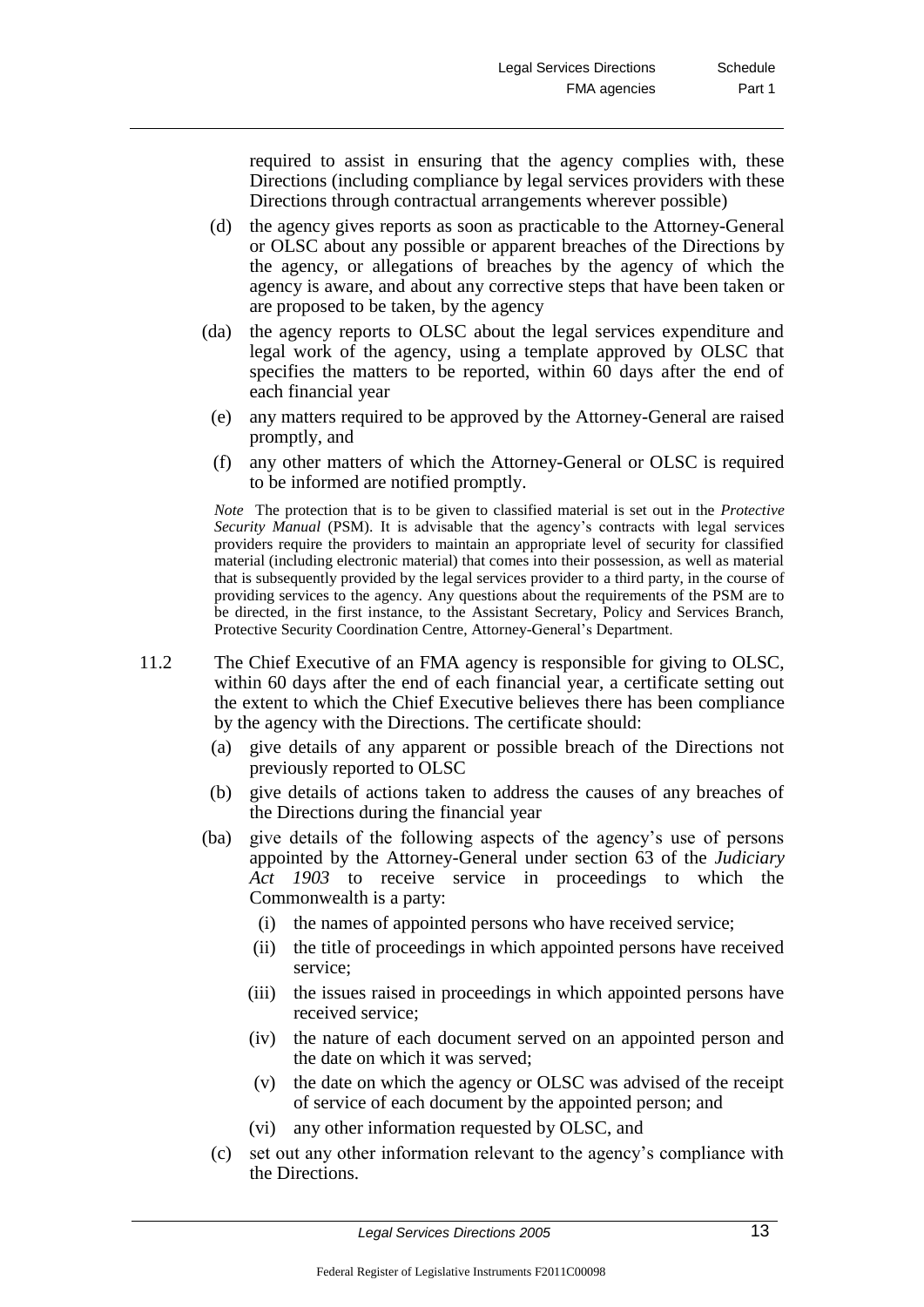required to assist in ensuring that the agency complies with, these Directions (including compliance by legal services providers with these Directions through contractual arrangements wherever possible)

(d) the agency gives reports as soon as practicable to the Attorney-General or OLSC about any possible or apparent breaches of the Directions by the agency, or allegations of breaches by the agency of which the agency is aware, and about any corrective steps that have been taken or are proposed to be taken, by the agency

(da) the agency reports to OLSC about the legal services expenditure and legal work of the agency, using a template approved by OLSC that specifies the matters to be reported, within 60 days after the end of each financial year

(e) any matters required to be approved by the Attorney-General are raised promptly, and

(f) any other matters of which the Attorney-General or OLSC is required to be informed are notified promptly.

*Note* The protection that is to be given to classified material is set out in the *Protective Security Manual* (PSM). It is advisable that the agency's contracts with legal services providers require the providers to maintain an appropriate level of security for classified material (including electronic material) that comes into their possession, as well as material that is subsequently provided by the legal services provider to a third party, in the course of providing services to the agency. Any questions about the requirements of the PSM are to be directed, in the first instance, to the Assistant Secretary, Policy and Services Branch, Protective Security Coordination Centre, Attorney-General's Department.

11.2 The Chief Executive of an FMA agency is responsible for giving to OLSC, within 60 days after the end of each financial year, a certificate setting out the extent to which the Chief Executive believes there has been compliance by the agency with the Directions. The certificate should:

(a) give details of any apparent or possible breach of the Directions not previously reported to OLSC

(b) give details of actions taken to address the causes of any breaches of the Directions during the financial year

(ba) give details of the following aspects of the agency's use of persons appointed by the Attorney-General under section 63 of the *Judiciary Act 1903* to receive service in proceedings to which the Commonwealth is a party:

  (i) the names of appointed persons who have received service;

  (ii) the title of proceedings in which appointed persons have received service;

  (iii) the issues raised in proceedings in which appointed persons have received service;

  (iv) the nature of each document served on an appointed person and the date on which it was served;

  (v) the date on which the agency or OLSC was advised of the receipt of service of each document by the appointed person; and

  (vi) any other information requested by OLSC, and

(c) set out any other information relevant to the agency's compliance with the Directions.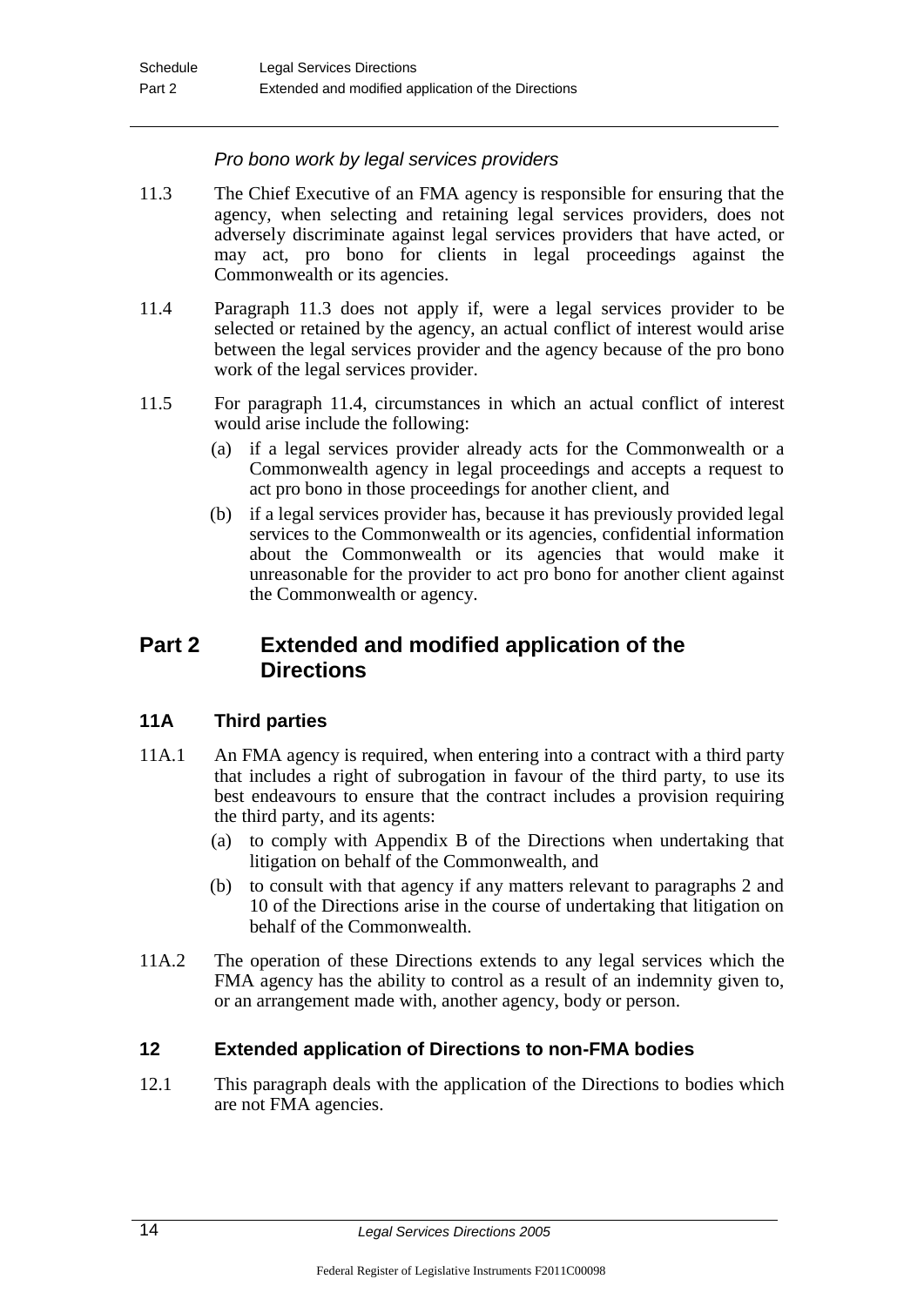*Pro bono work by legal services providers*

11.3 The Chief Executive of an FMA agency is responsible for ensuring that the agency, when selecting and retaining legal services providers, does not adversely discriminate against legal services providers that have acted, or may act, pro bono for clients in legal proceedings against the Commonwealth or its agencies.

11.4 Paragraph 11.3 does not apply if, were a legal services provider to be selected or retained by the agency, an actual conflict of interest would arise between the legal services provider and the agency because of the pro bono work of the legal services provider.

11.5 For paragraph 11.4, circumstances in which an actual conflict of interest would arise include the following:

(a) if a legal services provider already acts for the Commonwealth or a Commonwealth agency in legal proceedings and accepts a request to act pro bono in those proceedings for another client, and

(b) if a legal services provider has, because it has previously provided legal services to the Commonwealth or its agencies, confidential information about the Commonwealth or its agencies that would make it unreasonable for the provider to act pro bono for another client against the Commonwealth or agency.

## Part 2 Extended and modified application of the Directions

### 11A Third parties

11A.1 An FMA agency is required, when entering into a contract with a third party that includes a right of subrogation in favour of the third party, to use its best endeavours to ensure that the contract includes a provision requiring the third party, and its agents:

(a) to comply with Appendix B of the Directions when undertaking that litigation on behalf of the Commonwealth, and

(b) to consult with that agency if any matters relevant to paragraphs 2 and 10 of the Directions arise in the course of undertaking that litigation on behalf of the Commonwealth.

11A.2 The operation of these Directions extends to any legal services which the FMA agency has the ability to control as a result of an indemnity given to, or an arrangement made with, another agency, body or person.

### 12 Extended application of Directions to non-FMA bodies

12.1 This paragraph deals with the application of the Directions to bodies which are not FMA agencies.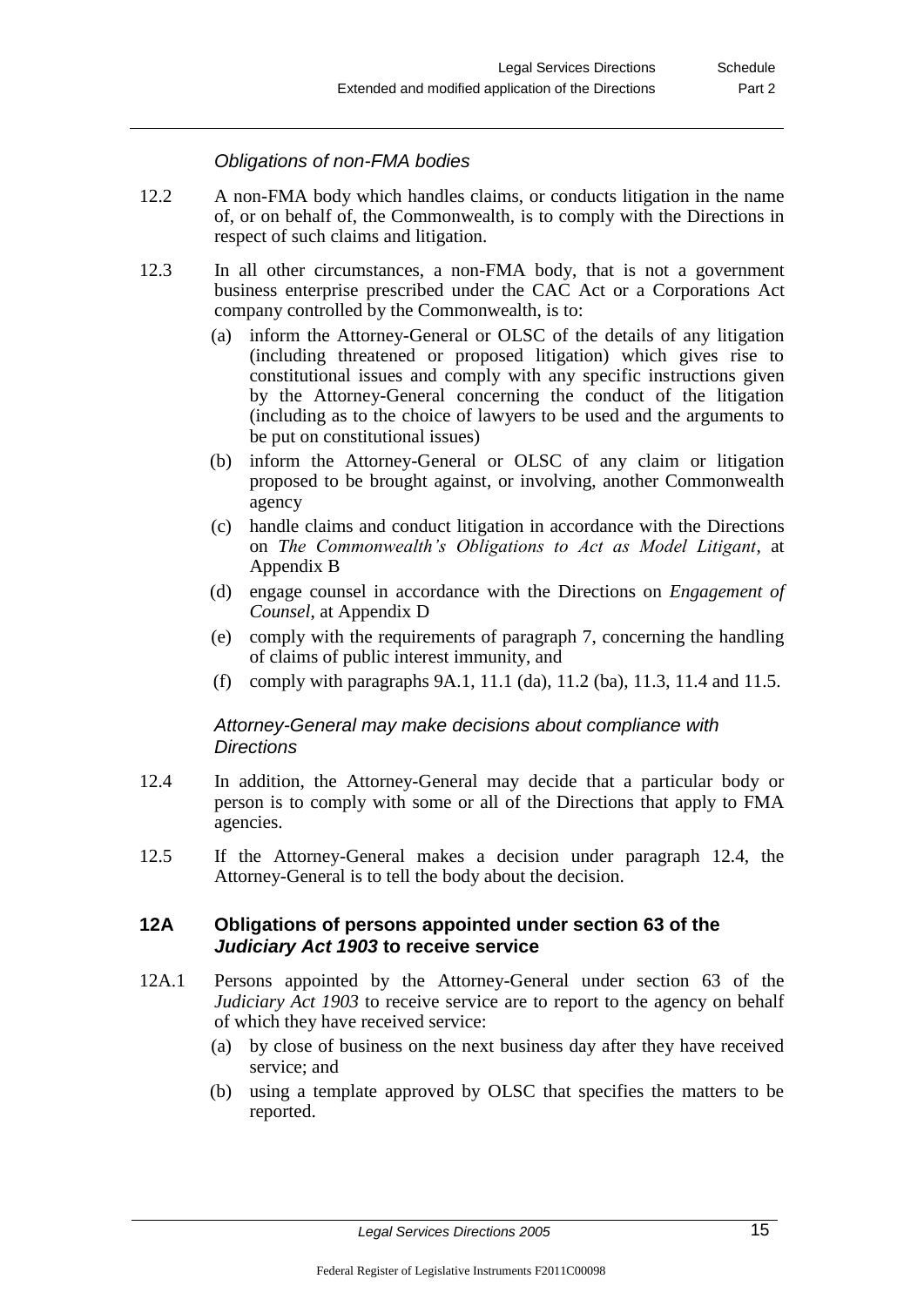*Obligations of non-FMA bodies*

12.2 A non-FMA body which handles claims, or conducts litigation in the name of, or on behalf of, the Commonwealth, is to comply with the Directions in respect of such claims and litigation.

12.3 In all other circumstances, a non-FMA body, that is not a government business enterprise prescribed under the CAC Act or a Corporations Act company controlled by the Commonwealth, is to:

- (a) inform the Attorney-General or OLSC of the details of any litigation (including threatened or proposed litigation) which gives rise to constitutional issues and comply with any specific instructions given by the Attorney-General concerning the conduct of the litigation (including as to the choice of lawyers to be used and the arguments to be put on constitutional issues)
- (b) inform the Attorney-General or OLSC of any claim or litigation proposed to be brought against, or involving, another Commonwealth agency
- (c) handle claims and conduct litigation in accordance with the Directions on *The Commonwealth's Obligations to Act as Model Litigant*, at Appendix B
- (d) engage counsel in accordance with the Directions on *Engagement of Counsel*, at Appendix D
- (e) comply with the requirements of paragraph 7, concerning the handling of claims of public interest immunity, and
- (f) comply with paragraphs 9A.1, 11.1 (da), 11.2 (ba), 11.3, 11.4 and 11.5.

*Attorney-General may make decisions about compliance with Directions*

12.4 In addition, the Attorney-General may decide that a particular body or person is to comply with some or all of the Directions that apply to FMA agencies.

12.5 If the Attorney-General makes a decision under paragraph 12.4, the Attorney-General is to tell the body about the decision.

### 12A Obligations of persons appointed under section 63 of the *Judiciary Act 1903* to receive service

12A.1 Persons appointed by the Attorney-General under section 63 of the *Judiciary Act 1903* to receive service are to report to the agency on behalf of which they have received service:

- (a) by close of business on the next business day after they have received service; and
- (b) using a template approved by OLSC that specifies the matters to be reported.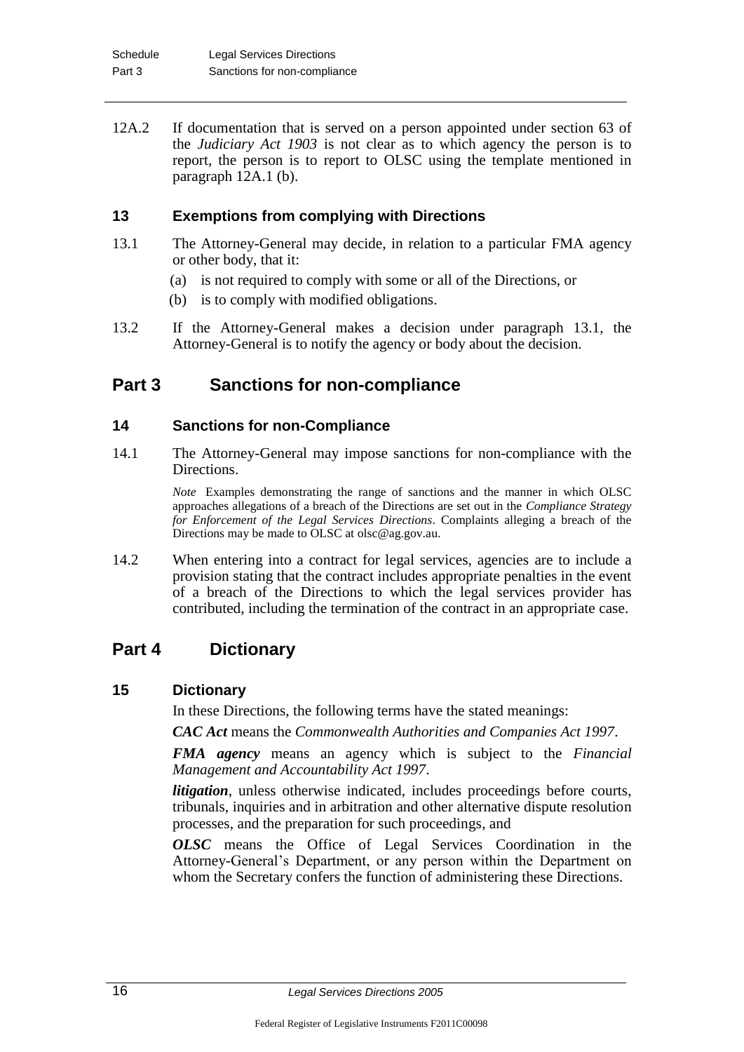12A.2 If documentation that is served on a person appointed under section 63 of the *Judiciary Act 1903* is not clear as to which agency the person is to report, the person is to report to OLSC using the template mentioned in paragraph 12A.1 (b).

### 13 Exemptions from complying with Directions

13.1 The Attorney-General may decide, in relation to a particular FMA agency or other body, that it:

(a) is not required to comply with some or all of the Directions, or

(b) is to comply with modified obligations.

13.2 If the Attorney-General makes a decision under paragraph 13.1, the Attorney-General is to notify the agency or body about the decision.

## Part 3 Sanctions for non-compliance

### 14 Sanctions for non-Compliance

14.1 The Attorney-General may impose sanctions for non-compliance with the Directions.

*Note* Examples demonstrating the range of sanctions and the manner in which OLSC approaches allegations of a breach of the Directions are set out in the *Compliance Strategy for Enforcement of the Legal Services Directions*. Complaints alleging a breach of the Directions may be made to OLSC at olsc@ag.gov.au.

14.2 When entering into a contract for legal services, agencies are to include a provision stating that the contract includes appropriate penalties in the event of a breach of the Directions to which the legal services provider has contributed, including the termination of the contract in an appropriate case.

## Part 4 Dictionary

### 15 Dictionary

In these Directions, the following terms have the stated meanings:

***CAC Act*** means the *Commonwealth Authorities and Companies Act 1997*.

***FMA agency*** means an agency which is subject to the *Financial Management and Accountability Act 1997*.

***litigation***, unless otherwise indicated, includes proceedings before courts, tribunals, inquiries and in arbitration and other alternative dispute resolution processes, and the preparation for such proceedings, and

***OLSC*** means the Office of Legal Services Coordination in the Attorney-General's Department, or any person within the Department on whom the Secretary confers the function of administering these Directions.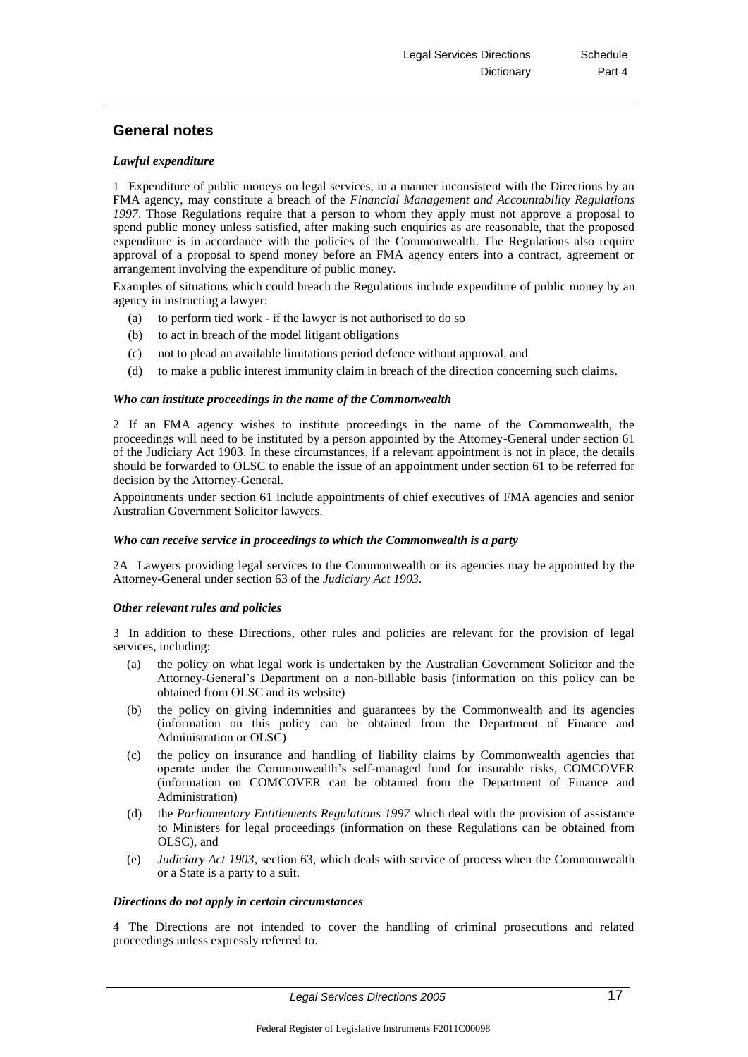## General notes

### *Lawful expenditure*

1 Expenditure of public moneys on legal services, in a manner inconsistent with the Directions by an FMA agency, may constitute a breach of the *Financial Management and Accountability Regulations 1997*. Those Regulations require that a person to whom they apply must not approve a proposal to spend public money unless satisfied, after making such enquiries as are reasonable, that the proposed expenditure is in accordance with the policies of the Commonwealth. The Regulations also require approval of a proposal to spend money before an FMA agency enters into a contract, agreement or arrangement involving the expenditure of public money.

Examples of situations which could breach the Regulations include expenditure of public money by an agency in instructing a lawyer:

- (a) to perform tied work - if the lawyer is not authorised to do so
- (b) to act in breach of the model litigant obligations
- (c) not to plead an available limitations period defence without approval, and
- (d) to make a public interest immunity claim in breach of the direction concerning such claims.

### *Who can institute proceedings in the name of the Commonwealth*

2 If an FMA agency wishes to institute proceedings in the name of the Commonwealth, the proceedings will need to be instituted by a person appointed by the Attorney-General under section 61 of the Judiciary Act 1903. In these circumstances, if a relevant appointment is not in place, the details should be forwarded to OLSC to enable the issue of an appointment under section 61 to be referred for decision by the Attorney-General.

Appointments under section 61 include appointments of chief executives of FMA agencies and senior Australian Government Solicitor lawyers.

### *Who can receive service in proceedings to which the Commonwealth is a party*

2A Lawyers providing legal services to the Commonwealth or its agencies may be appointed by the Attorney-General under section 63 of the *Judiciary Act 1903*.

### *Other relevant rules and policies*

3 In addition to these Directions, other rules and policies are relevant for the provision of legal services, including:

- (a) the policy on what legal work is undertaken by the Australian Government Solicitor and the Attorney-General's Department on a non-billable basis (information on this policy can be obtained from OLSC and its website)
- (b) the policy on giving indemnities and guarantees by the Commonwealth and its agencies (information on this policy can be obtained from the Department of Finance and Administration or OLSC)
- (c) the policy on insurance and handling of liability claims by Commonwealth agencies that operate under the Commonwealth's self-managed fund for insurable risks, COMCOVER (information on COMCOVER can be obtained from the Department of Finance and Administration)
- (d) the *Parliamentary Entitlements Regulations 1997* which deal with the provision of assistance to Ministers for legal proceedings (information on these Regulations can be obtained from OLSC), and
- (e) *Judiciary Act 1903*, section 63, which deals with service of process when the Commonwealth or a State is a party to a suit.

### *Directions do not apply in certain circumstances*

4 The Directions are not intended to cover the handling of criminal prosecutions and related proceedings unless expressly referred to.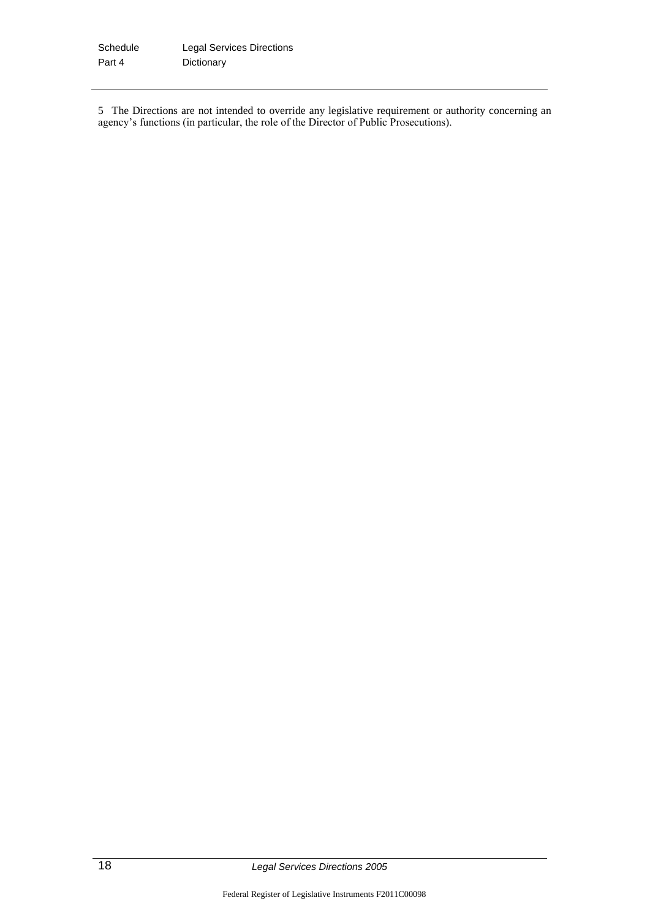5 The Directions are not intended to override any legislative requirement or authority concerning an agency's functions (in particular, the role of the Director of Public Prosecutions).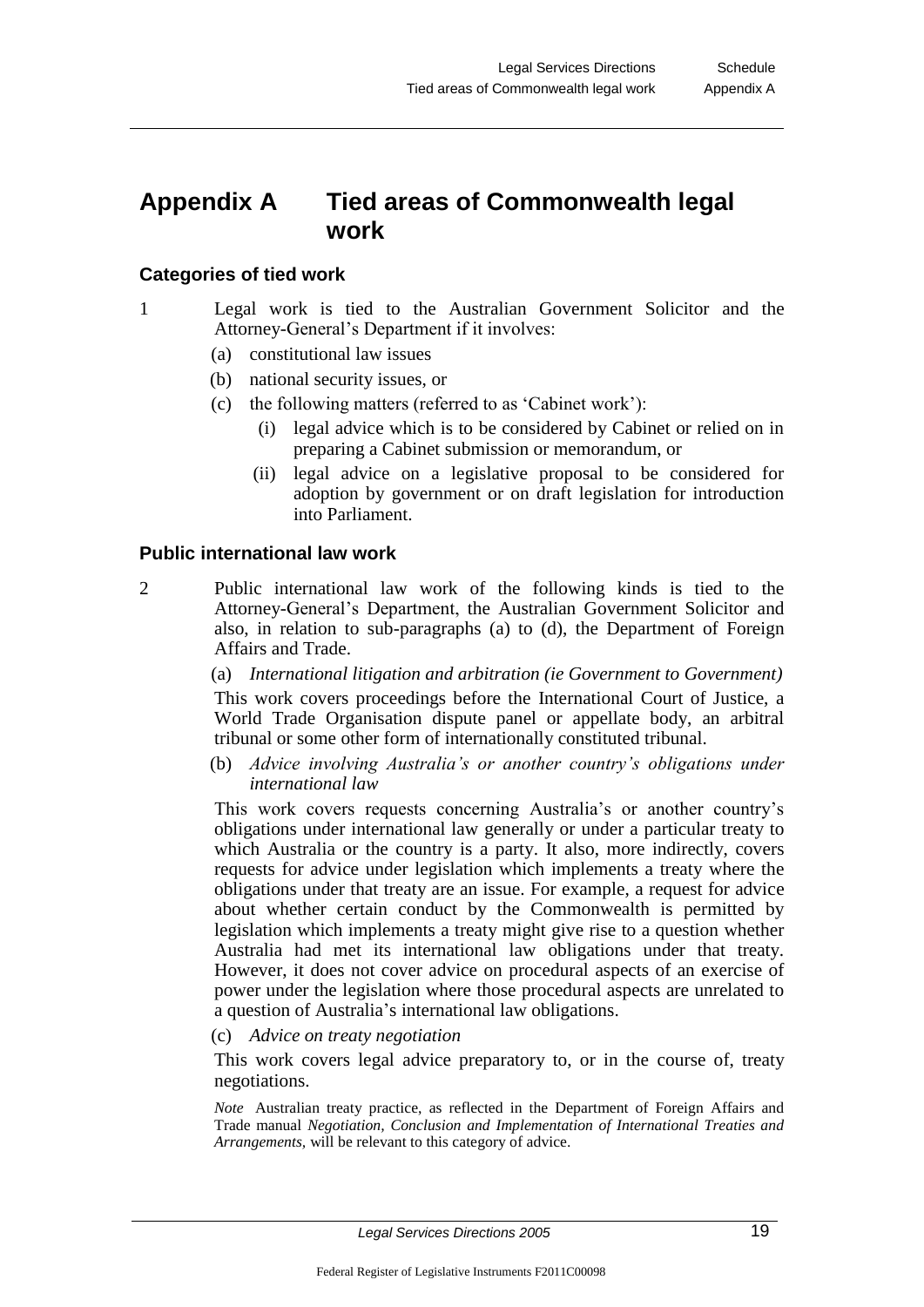# Appendix A Tied areas of Commonwealth legal work

### Categories of tied work

1 Legal work is tied to the Australian Government Solicitor and the Attorney-General's Department if it involves:

(a) constitutional law issues

(b) national security issues, or

(c) the following matters (referred to as 'Cabinet work'):

(i) legal advice which is to be considered by Cabinet or relied on in preparing a Cabinet submission or memorandum, or

(ii) legal advice on a legislative proposal to be considered for adoption by government or on draft legislation for introduction into Parliament.

### Public international law work

2 Public international law work of the following kinds is tied to the Attorney-General's Department, the Australian Government Solicitor and also, in relation to sub-paragraphs (a) to (d), the Department of Foreign Affairs and Trade.

(a) *International litigation and arbitration (ie Government to Government)*

This work covers proceedings before the International Court of Justice, a World Trade Organisation dispute panel or appellate body, an arbitral tribunal or some other form of internationally constituted tribunal.

(b) *Advice involving Australia's or another country's obligations under international law*

This work covers requests concerning Australia's or another country's obligations under international law generally or under a particular treaty to which Australia or the country is a party. It also, more indirectly, covers requests for advice under legislation which implements a treaty where the obligations under that treaty are an issue. For example, a request for advice about whether certain conduct by the Commonwealth is permitted by legislation which implements a treaty might give rise to a question whether Australia had met its international law obligations under that treaty. However, it does not cover advice on procedural aspects of an exercise of power under the legislation where those procedural aspects are unrelated to a question of Australia's international law obligations.

(c) *Advice on treaty negotiation*

This work covers legal advice preparatory to, or in the course of, treaty negotiations.

*Note* Australian treaty practice, as reflected in the Department of Foreign Affairs and Trade manual *Negotiation, Conclusion and Implementation of International Treaties and Arrangements*, will be relevant to this category of advice.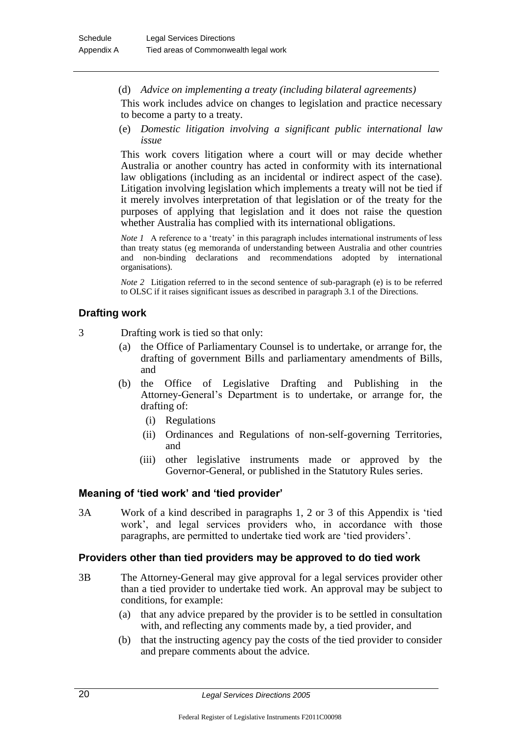(d) *Advice on implementing a treaty (including bilateral agreements)*

This work includes advice on changes to legislation and practice necessary to become a party to a treaty.

(e) *Domestic litigation involving a significant public international law issue*

This work covers litigation where a court will or may decide whether Australia or another country has acted in conformity with its international law obligations (including as an incidental or indirect aspect of the case). Litigation involving legislation which implements a treaty will not be tied if it merely involves interpretation of that legislation or of the treaty for the purposes of applying that legislation and it does not raise the question whether Australia has complied with its international obligations.

*Note 1* A reference to a 'treaty' in this paragraph includes international instruments of less than treaty status (eg memoranda of understanding between Australia and other countries and non-binding declarations and recommendations adopted by international organisations).

*Note 2* Litigation referred to in the second sentence of sub-paragraph (e) is to be referred to OLSC if it raises significant issues as described in paragraph 3.1 of the Directions.

### Drafting work

3 Drafting work is tied so that only:

(a) the Office of Parliamentary Counsel is to undertake, or arrange for, the drafting of government Bills and parliamentary amendments of Bills, and

(b) the Office of Legislative Drafting and Publishing in the Attorney-General's Department is to undertake, or arrange for, the drafting of:

(i) Regulations

(ii) Ordinances and Regulations of non-self-governing Territories, and

(iii) other legislative instruments made or approved by the Governor-General, or published in the Statutory Rules series.

### Meaning of 'tied work' and 'tied provider'

3A Work of a kind described in paragraphs 1, 2 or 3 of this Appendix is 'tied work', and legal services providers who, in accordance with those paragraphs, are permitted to undertake tied work are 'tied providers'.

### Providers other than tied providers may be approved to do tied work

3B The Attorney-General may give approval for a legal services provider other than a tied provider to undertake tied work. An approval may be subject to conditions, for example:

(a) that any advice prepared by the provider is to be settled in consultation with, and reflecting any comments made by, a tied provider, and

(b) that the instructing agency pay the costs of the tied provider to consider and prepare comments about the advice.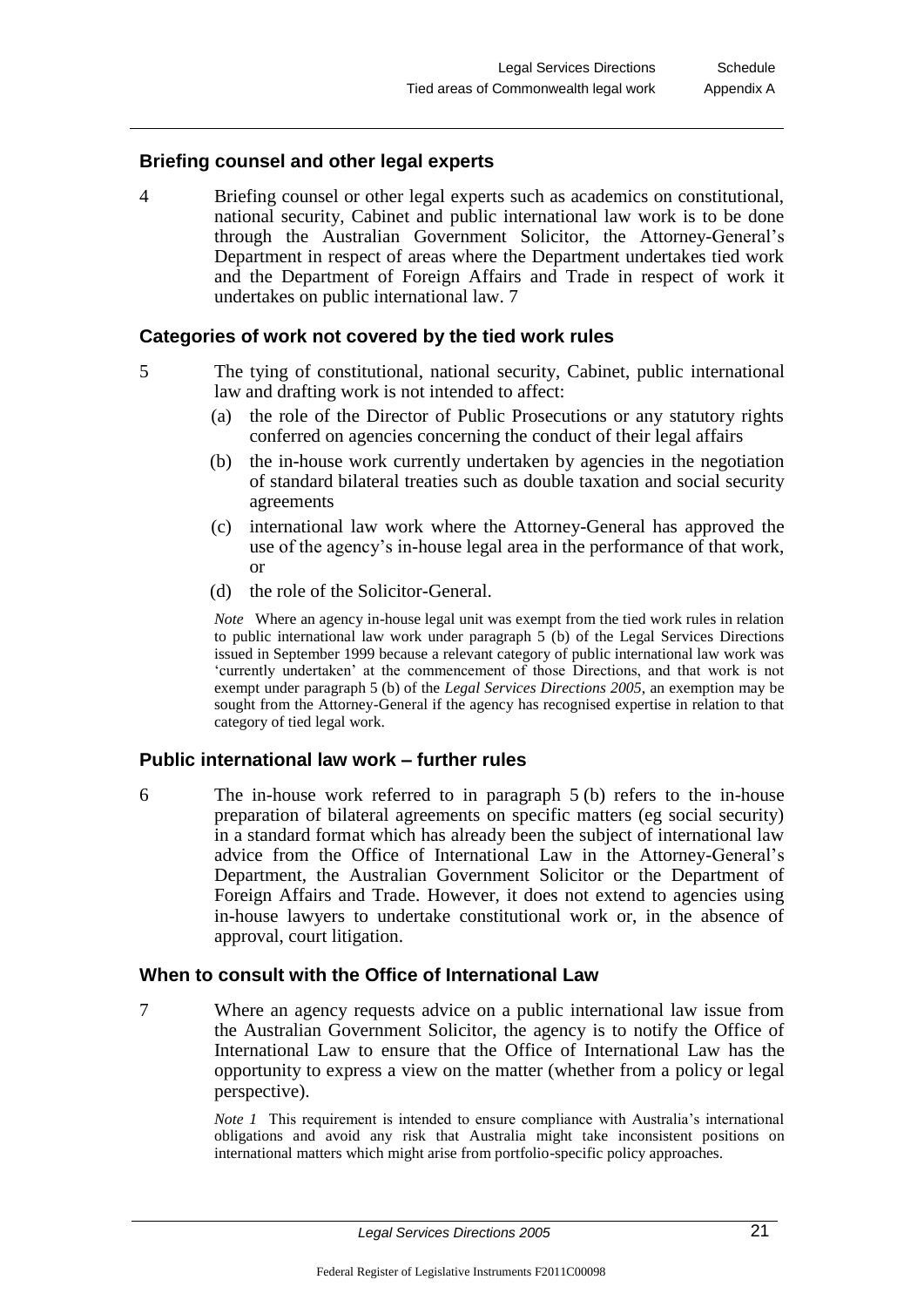### Briefing counsel and other legal experts

4 Briefing counsel or other legal experts such as academics on constitutional, national security, Cabinet and public international law work is to be done through the Australian Government Solicitor, the Attorney-General's Department in respect of areas where the Department undertakes tied work and the Department of Foreign Affairs and Trade in respect of work it undertakes on public international law. 7

### Categories of work not covered by the tied work rules

5 The tying of constitutional, national security, Cabinet, public international law and drafting work is not intended to affect:

(a) the role of the Director of Public Prosecutions or any statutory rights conferred on agencies concerning the conduct of their legal affairs

(b) the in-house work currently undertaken by agencies in the negotiation of standard bilateral treaties such as double taxation and social security agreements

(c) international law work where the Attorney-General has approved the use of the agency's in-house legal area in the performance of that work, or

(d) the role of the Solicitor-General.

*Note* Where an agency in-house legal unit was exempt from the tied work rules in relation to public international law work under paragraph 5 (b) of the Legal Services Directions issued in September 1999 because a relevant category of public international law work was 'currently undertaken' at the commencement of those Directions, and that work is not exempt under paragraph 5 (b) of the *Legal Services Directions 2005*, an exemption may be sought from the Attorney-General if the agency has recognised expertise in relation to that category of tied legal work.

### Public international law work – further rules

6 The in-house work referred to in paragraph 5 (b) refers to the in-house preparation of bilateral agreements on specific matters (eg social security) in a standard format which has already been the subject of international law advice from the Office of International Law in the Attorney-General's Department, the Australian Government Solicitor or the Department of Foreign Affairs and Trade. However, it does not extend to agencies using in-house lawyers to undertake constitutional work or, in the absence of approval, court litigation.

### When to consult with the Office of International Law

7 Where an agency requests advice on a public international law issue from the Australian Government Solicitor, the agency is to notify the Office of International Law to ensure that the Office of International Law has the opportunity to express a view on the matter (whether from a policy or legal perspective).

*Note 1* This requirement is intended to ensure compliance with Australia's international obligations and avoid any risk that Australia might take inconsistent positions on international matters which might arise from portfolio-specific policy approaches.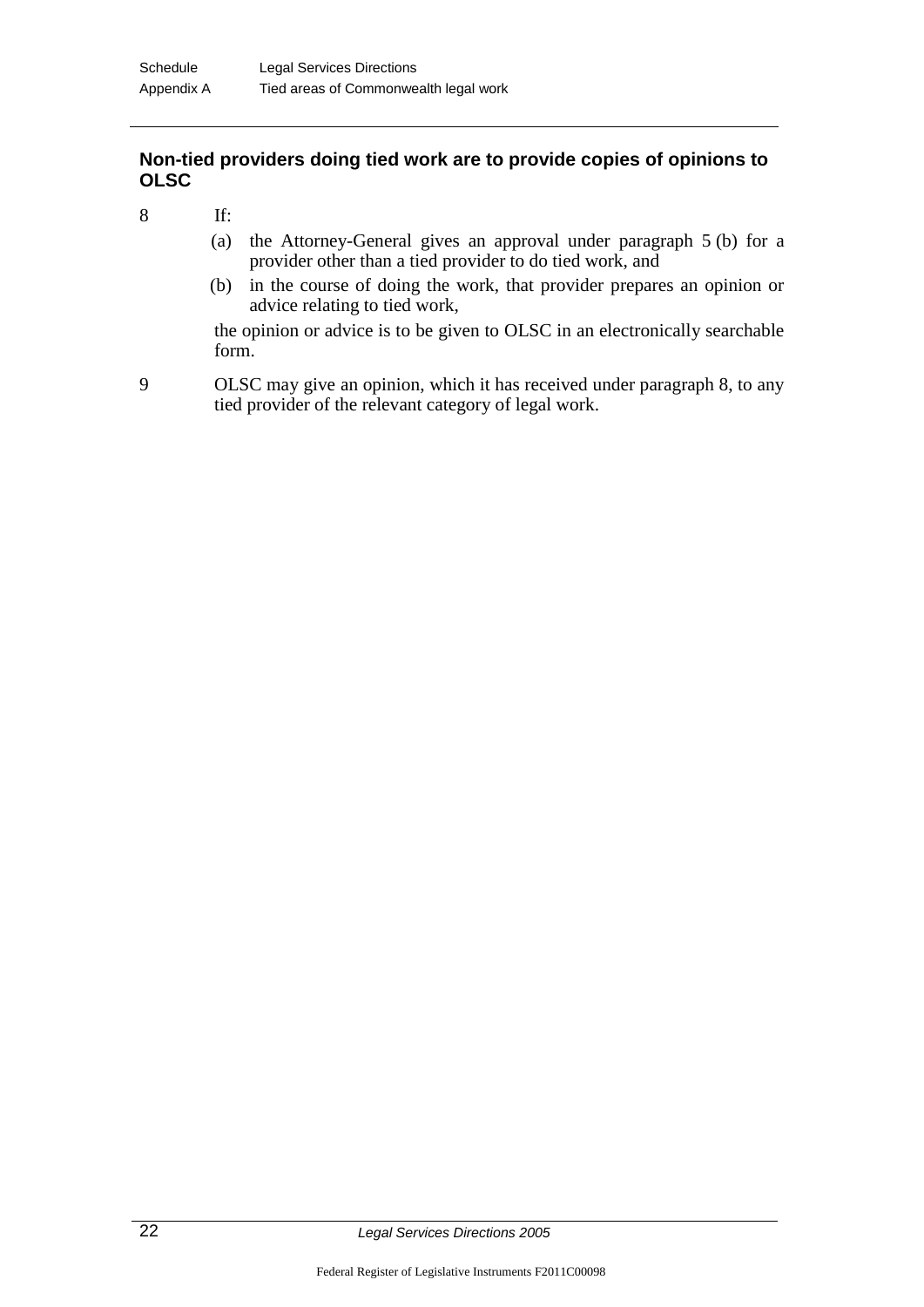### Non-tied providers doing tied work are to provide copies of opinions to OLSC

8 If:

(a) the Attorney-General gives an approval under paragraph 5 (b) for a provider other than a tied provider to do tied work, and

(b) in the course of doing the work, that provider prepares an opinion or advice relating to tied work,

the opinion or advice is to be given to OLSC in an electronically searchable form.

9 OLSC may give an opinion, which it has received under paragraph 8, to any tied provider of the relevant category of legal work.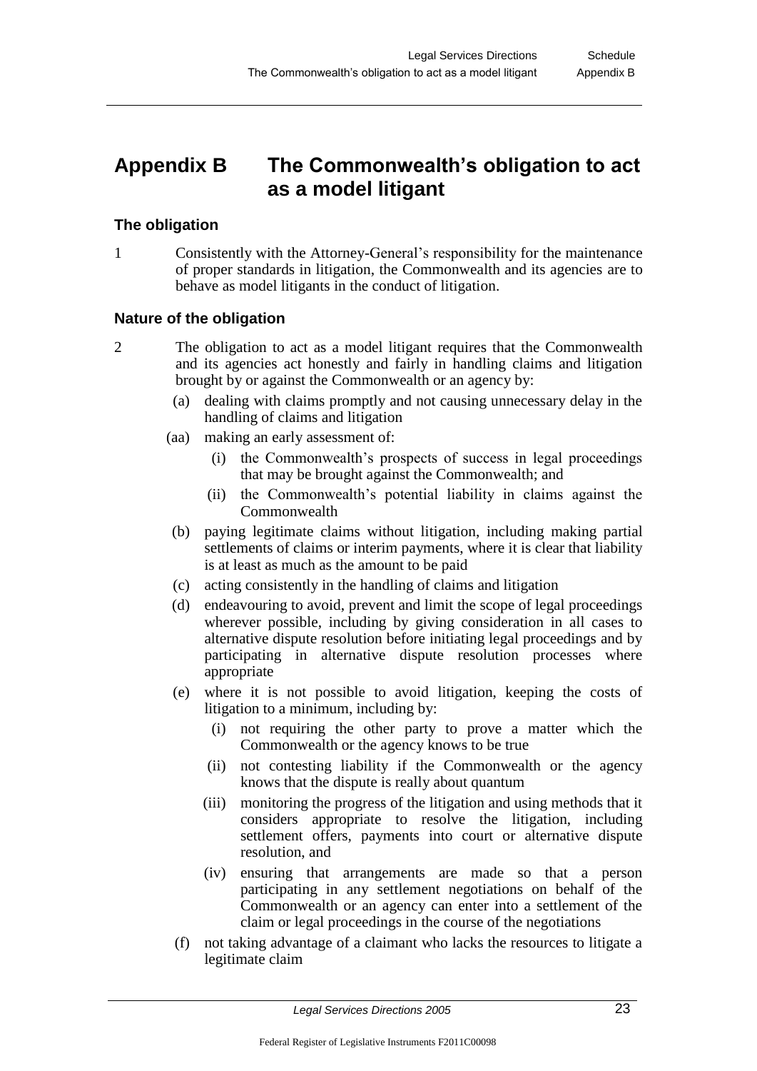# Appendix B The Commonwealth's obligation to act as a model litigant

### The obligation

1 Consistently with the Attorney-General's responsibility for the maintenance of proper standards in litigation, the Commonwealth and its agencies are to behave as model litigants in the conduct of litigation.

### Nature of the obligation

2 The obligation to act as a model litigant requires that the Commonwealth and its agencies act honestly and fairly in handling claims and litigation brought by or against the Commonwealth or an agency by:

- (a) dealing with claims promptly and not causing unnecessary delay in the handling of claims and litigation
- (aa) making an early assessment of:
  - (i) the Commonwealth's prospects of success in legal proceedings that may be brought against the Commonwealth; and
  - (ii) the Commonwealth's potential liability in claims against the Commonwealth
- (b) paying legitimate claims without litigation, including making partial settlements of claims or interim payments, where it is clear that liability is at least as much as the amount to be paid
- (c) acting consistently in the handling of claims and litigation
- (d) endeavouring to avoid, prevent and limit the scope of legal proceedings wherever possible, including by giving consideration in all cases to alternative dispute resolution before initiating legal proceedings and by participating in alternative dispute resolution processes where appropriate
- (e) where it is not possible to avoid litigation, keeping the costs of litigation to a minimum, including by:
  - (i) not requiring the other party to prove a matter which the Commonwealth or the agency knows to be true
  - (ii) not contesting liability if the Commonwealth or the agency knows that the dispute is really about quantum
  - (iii) monitoring the progress of the litigation and using methods that it considers appropriate to resolve the litigation, including settlement offers, payments into court or alternative dispute resolution, and
  - (iv) ensuring that arrangements are made so that a person participating in any settlement negotiations on behalf of the Commonwealth or an agency can enter into a settlement of the claim or legal proceedings in the course of the negotiations
- (f) not taking advantage of a claimant who lacks the resources to litigate a legitimate claim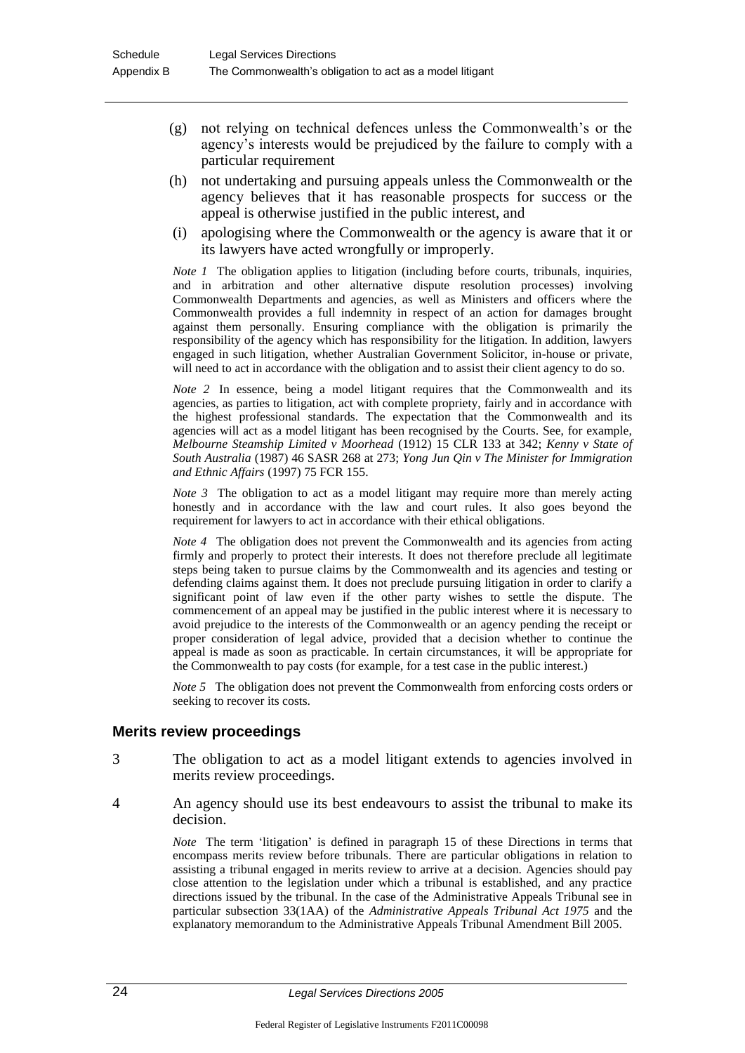(g) not relying on technical defences unless the Commonwealth's or the agency's interests would be prejudiced by the failure to comply with a particular requirement

(h) not undertaking and pursuing appeals unless the Commonwealth or the agency believes that it has reasonable prospects for success or the appeal is otherwise justified in the public interest, and

(i) apologising where the Commonwealth or the agency is aware that it or its lawyers have acted wrongfully or improperly.

*Note 1* The obligation applies to litigation (including before courts, tribunals, inquiries, and in arbitration and other alternative dispute resolution processes) involving Commonwealth Departments and agencies, as well as Ministers and officers where the Commonwealth provides a full indemnity in respect of an action for damages brought against them personally. Ensuring compliance with the obligation is primarily the responsibility of the agency which has responsibility for the litigation. In addition, lawyers engaged in such litigation, whether Australian Government Solicitor, in-house or private, will need to act in accordance with the obligation and to assist their client agency to do so.

*Note 2* In essence, being a model litigant requires that the Commonwealth and its agencies, as parties to litigation, act with complete propriety, fairly and in accordance with the highest professional standards. The expectation that the Commonwealth and its agencies will act as a model litigant has been recognised by the Courts. See, for example, *Melbourne Steamship Limited v Moorhead* (1912) 15 CLR 133 at 342; *Kenny v State of South Australia* (1987) 46 SASR 268 at 273; *Yong Jun Qin v The Minister for Immigration and Ethnic Affairs* (1997) 75 FCR 155.

*Note 3* The obligation to act as a model litigant may require more than merely acting honestly and in accordance with the law and court rules. It also goes beyond the requirement for lawyers to act in accordance with their ethical obligations.

*Note 4* The obligation does not prevent the Commonwealth and its agencies from acting firmly and properly to protect their interests. It does not therefore preclude all legitimate steps being taken to pursue claims by the Commonwealth and its agencies and testing or defending claims against them. It does not preclude pursuing litigation in order to clarify a significant point of law even if the other party wishes to settle the dispute. The commencement of an appeal may be justified in the public interest where it is necessary to avoid prejudice to the interests of the Commonwealth or an agency pending the receipt or proper consideration of legal advice, provided that a decision whether to continue the appeal is made as soon as practicable. In certain circumstances, it will be appropriate for the Commonwealth to pay costs (for example, for a test case in the public interest.)

*Note 5* The obligation does not prevent the Commonwealth from enforcing costs orders or seeking to recover its costs.

## Merits review proceedings

3 The obligation to act as a model litigant extends to agencies involved in merits review proceedings.

4 An agency should use its best endeavours to assist the tribunal to make its decision.

*Note* The term 'litigation' is defined in paragraph 15 of these Directions in terms that encompass merits review before tribunals. There are particular obligations in relation to assisting a tribunal engaged in merits review to arrive at a decision. Agencies should pay close attention to the legislation under which a tribunal is established, and any practice directions issued by the tribunal. In the case of the Administrative Appeals Tribunal see in particular subsection 33(1AA) of the *Administrative Appeals Tribunal Act 1975* and the explanatory memorandum to the Administrative Appeals Tribunal Amendment Bill 2005.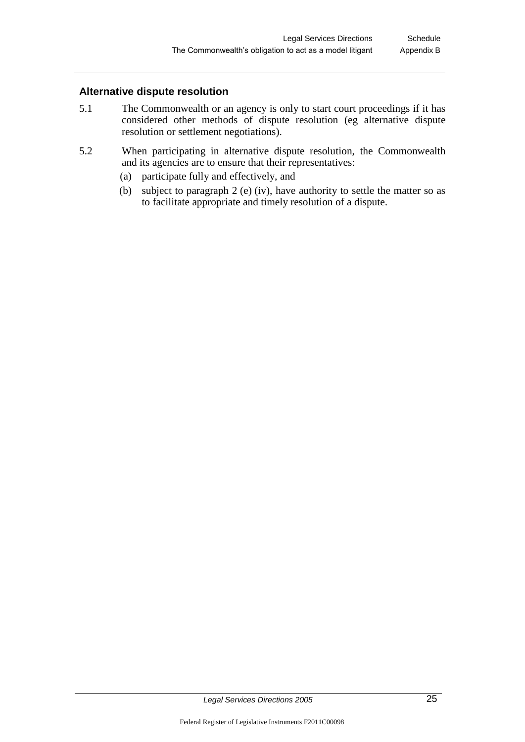## Alternative dispute resolution

5.1 The Commonwealth or an agency is only to start court proceedings if it has considered other methods of dispute resolution (eg alternative dispute resolution or settlement negotiations).

5.2 When participating in alternative dispute resolution, the Commonwealth and its agencies are to ensure that their representatives:

(a) participate fully and effectively, and

(b) subject to paragraph 2 (e) (iv), have authority to settle the matter so as to facilitate appropriate and timely resolution of a dispute.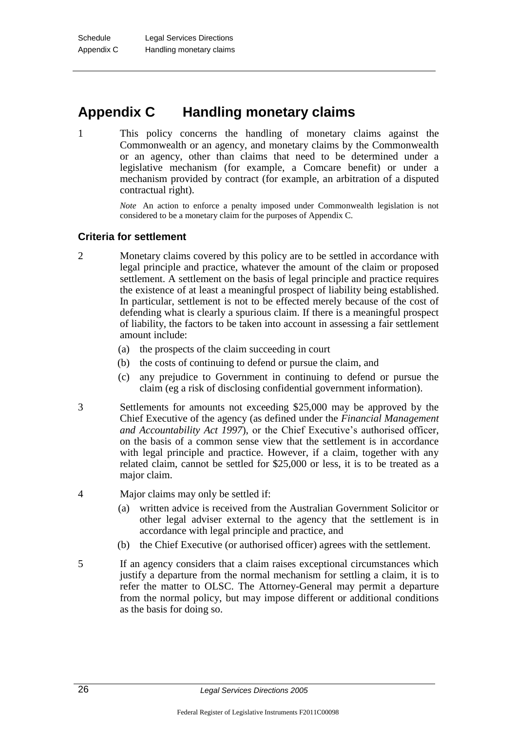# Appendix C Handling monetary claims

1 This policy concerns the handling of monetary claims against the Commonwealth or an agency, and monetary claims by the Commonwealth or an agency, other than claims that need to be determined under a legislative mechanism (for example, a Comcare benefit) or under a mechanism provided by contract (for example, an arbitration of a disputed contractual right).

*Note* An action to enforce a penalty imposed under Commonwealth legislation is not considered to be a monetary claim for the purposes of Appendix C.

### Criteria for settlement

2 Monetary claims covered by this policy are to be settled in accordance with legal principle and practice, whatever the amount of the claim or proposed settlement. A settlement on the basis of legal principle and practice requires the existence of at least a meaningful prospect of liability being established. In particular, settlement is not to be effected merely because of the cost of defending what is clearly a spurious claim. If there is a meaningful prospect of liability, the factors to be taken into account in assessing a fair settlement amount include:

- (a) the prospects of the claim succeeding in court
- (b) the costs of continuing to defend or pursue the claim, and
- (c) any prejudice to Government in continuing to defend or pursue the claim (eg a risk of disclosing confidential government information).

3 Settlements for amounts not exceeding $25,000 may be approved by the Chief Executive of the agency (as defined under the *Financial Management and Accountability Act 1997*), or the Chief Executive's authorised officer, on the basis of a common sense view that the settlement is in accordance with legal principle and practice. However, if a claim, together with any related claim, cannot be settled for $25,000 or less, it is to be treated as a major claim.

4 Major claims may only be settled if:

- (a) written advice is received from the Australian Government Solicitor or other legal adviser external to the agency that the settlement is in accordance with legal principle and practice, and
- (b) the Chief Executive (or authorised officer) agrees with the settlement.

5 If an agency considers that a claim raises exceptional circumstances which justify a departure from the normal mechanism for settling a claim, it is to refer the matter to OLSC. The Attorney-General may permit a departure from the normal policy, but may impose different or additional conditions as the basis for doing so.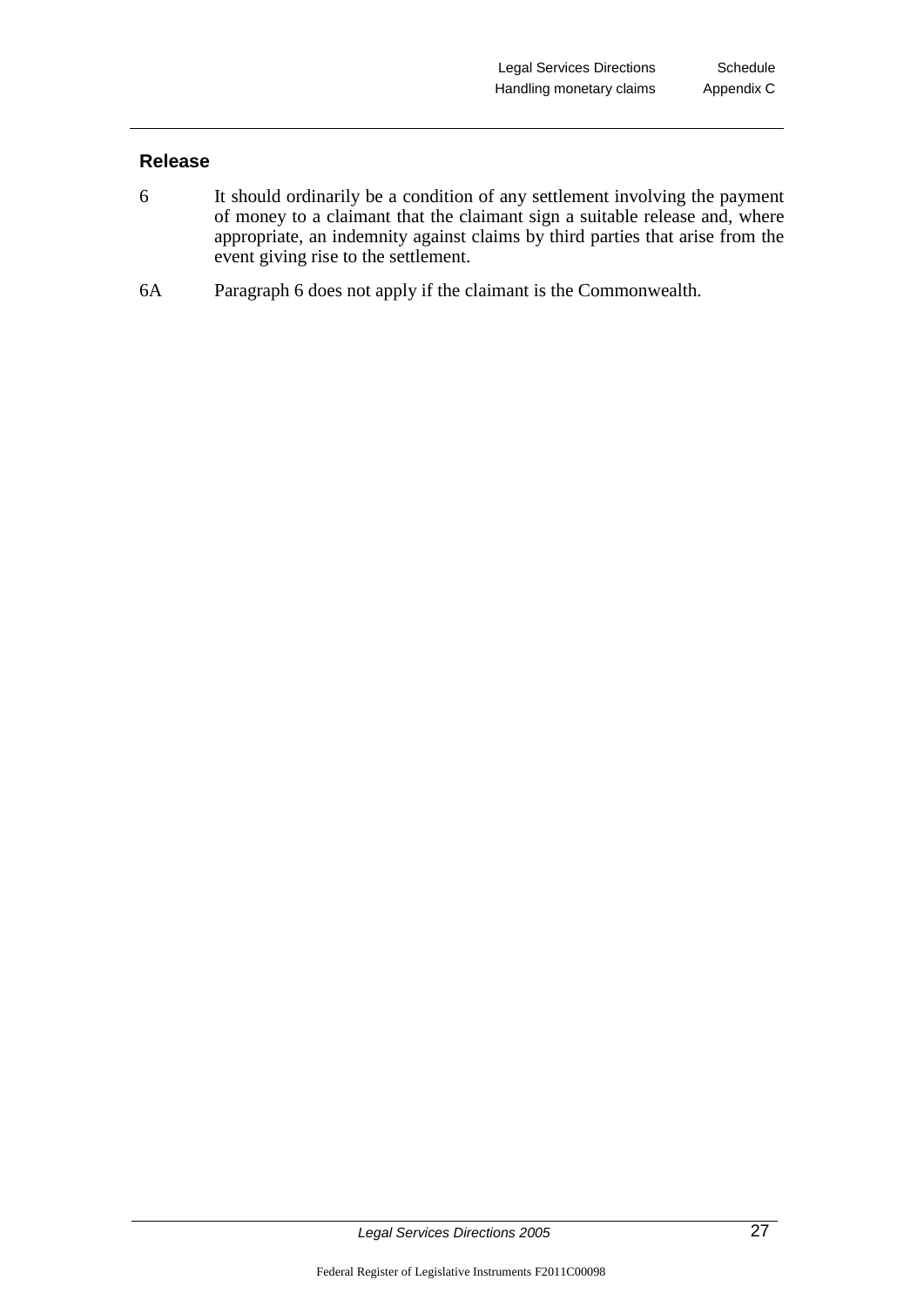## Release

6 It should ordinarily be a condition of any settlement involving the payment of money to a claimant that the claimant sign a suitable release and, where appropriate, an indemnity against claims by third parties that arise from the event giving rise to the settlement.

6A Paragraph 6 does not apply if the claimant is the Commonwealth.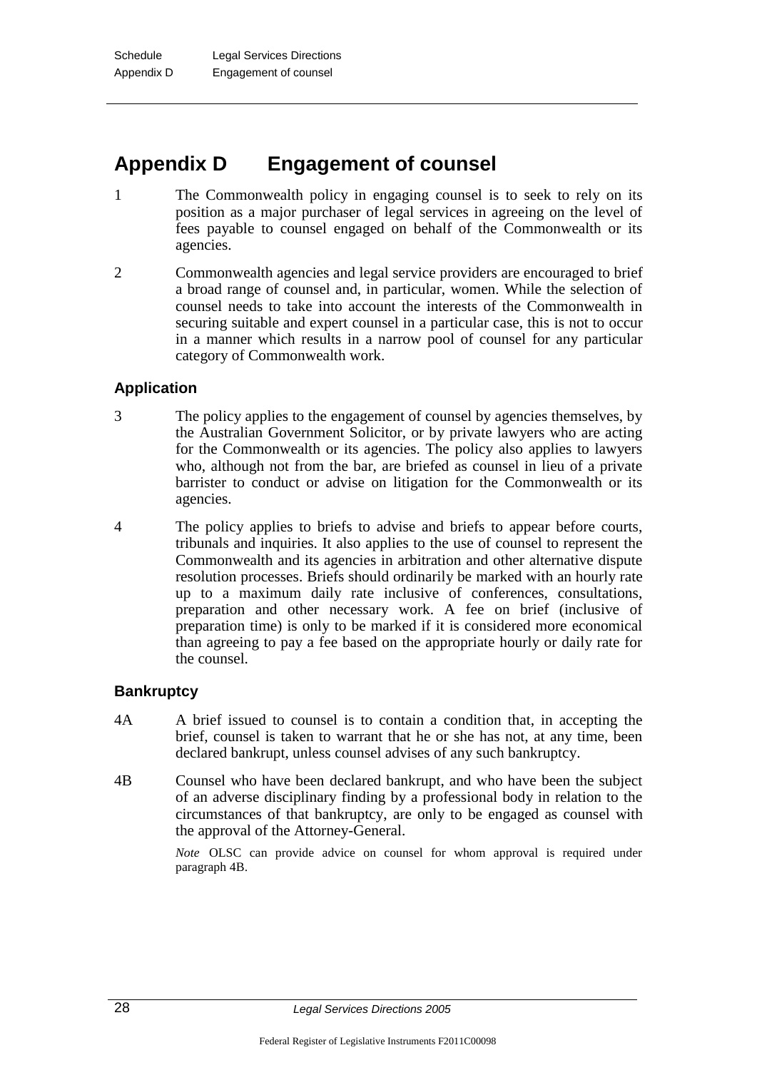# Appendix D Engagement of counsel

1 The Commonwealth policy in engaging counsel is to seek to rely on its position as a major purchaser of legal services in agreeing on the level of fees payable to counsel engaged on behalf of the Commonwealth or its agencies.

2 Commonwealth agencies and legal service providers are encouraged to brief a broad range of counsel and, in particular, women. While the selection of counsel needs to take into account the interests of the Commonwealth in securing suitable and expert counsel in a particular case, this is not to occur in a manner which results in a narrow pool of counsel for any particular category of Commonwealth work.

### Application

3 The policy applies to the engagement of counsel by agencies themselves, by the Australian Government Solicitor, or by private lawyers who are acting for the Commonwealth or its agencies. The policy also applies to lawyers who, although not from the bar, are briefed as counsel in lieu of a private barrister to conduct or advise on litigation for the Commonwealth or its agencies.

4 The policy applies to briefs to advise and briefs to appear before courts, tribunals and inquiries. It also applies to the use of counsel to represent the Commonwealth and its agencies in arbitration and other alternative dispute resolution processes. Briefs should ordinarily be marked with an hourly rate up to a maximum daily rate inclusive of conferences, consultations, preparation and other necessary work. A fee on brief (inclusive of preparation time) is only to be marked if it is considered more economical than agreeing to pay a fee based on the appropriate hourly or daily rate for the counsel.

### Bankruptcy

4A A brief issued to counsel is to contain a condition that, in accepting the brief, counsel is taken to warrant that he or she has not, at any time, been declared bankrupt, unless counsel advises of any such bankruptcy.

4B Counsel who have been declared bankrupt, and who have been the subject of an adverse disciplinary finding by a professional body in relation to the circumstances of that bankruptcy, are only to be engaged as counsel with the approval of the Attorney-General.

*Note* OLSC can provide advice on counsel for whom approval is required under paragraph 4B.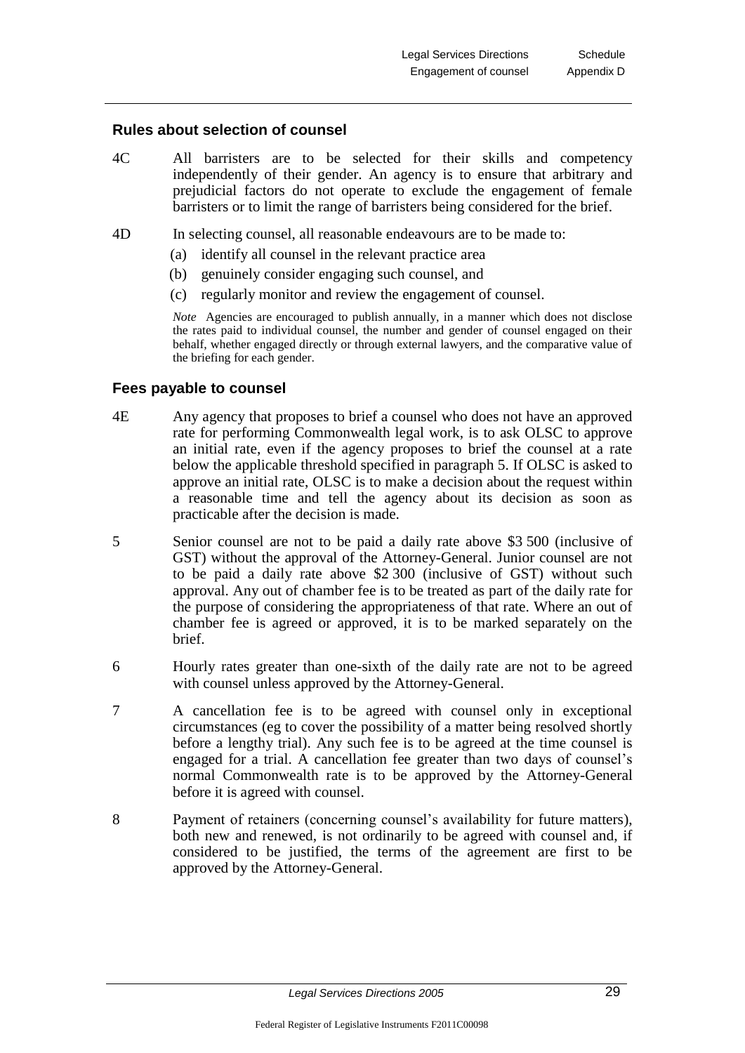### Rules about selection of counsel

4C All barristers are to be selected for their skills and competency independently of their gender. An agency is to ensure that arbitrary and prejudicial factors do not operate to exclude the engagement of female barristers or to limit the range of barristers being considered for the brief.

4D In selecting counsel, all reasonable endeavours are to be made to:

(a) identify all counsel in the relevant practice area

(b) genuinely consider engaging such counsel, and

(c) regularly monitor and review the engagement of counsel.

*Note* Agencies are encouraged to publish annually, in a manner which does not disclose the rates paid to individual counsel, the number and gender of counsel engaged on their behalf, whether engaged directly or through external lawyers, and the comparative value of the briefing for each gender.

### Fees payable to counsel

4E Any agency that proposes to brief a counsel who does not have an approved rate for performing Commonwealth legal work, is to ask OLSC to approve an initial rate, even if the agency proposes to brief the counsel at a rate below the applicable threshold specified in paragraph 5. If OLSC is asked to approve an initial rate, OLSC is to make a decision about the request within a reasonable time and tell the agency about its decision as soon as practicable after the decision is made.

5 Senior counsel are not to be paid a daily rate above $3 500 (inclusive of GST) without the approval of the Attorney-General. Junior counsel are not to be paid a daily rate above $2 300 (inclusive of GST) without such approval. Any out of chamber fee is to be treated as part of the daily rate for the purpose of considering the appropriateness of that rate. Where an out of chamber fee is agreed or approved, it is to be marked separately on the brief.

6 Hourly rates greater than one-sixth of the daily rate are not to be agreed with counsel unless approved by the Attorney-General.

7 A cancellation fee is to be agreed with counsel only in exceptional circumstances (eg to cover the possibility of a matter being resolved shortly before a lengthy trial). Any such fee is to be agreed at the time counsel is engaged for a trial. A cancellation fee greater than two days of counsel's normal Commonwealth rate is to be approved by the Attorney-General before it is agreed with counsel.

8 Payment of retainers (concerning counsel's availability for future matters), both new and renewed, is not ordinarily to be agreed with counsel and, if considered to be justified, the terms of the agreement are first to be approved by the Attorney-General.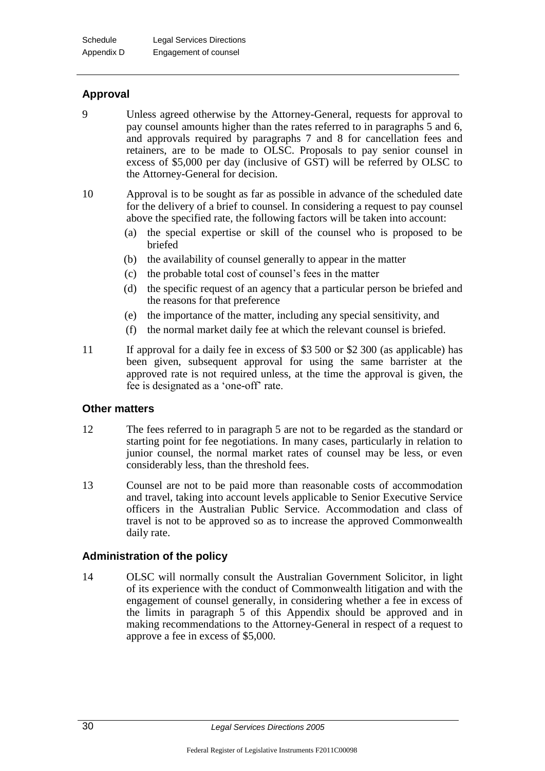## Approval

9 Unless agreed otherwise by the Attorney-General, requests for approval to pay counsel amounts higher than the rates referred to in paragraphs 5 and 6, and approvals required by paragraphs 7 and 8 for cancellation fees and retainers, are to be made to OLSC. Proposals to pay senior counsel in excess of $5,000 per day (inclusive of GST) will be referred by OLSC to the Attorney-General for decision.

10 Approval is to be sought as far as possible in advance of the scheduled date for the delivery of a brief to counsel. In considering a request to pay counsel above the specified rate, the following factors will be taken into account:

(a) the special expertise or skill of the counsel who is proposed to be briefed

(b) the availability of counsel generally to appear in the matter

(c) the probable total cost of counsel's fees in the matter

(d) the specific request of an agency that a particular person be briefed and the reasons for that preference

(e) the importance of the matter, including any special sensitivity, and

(f) the normal market daily fee at which the relevant counsel is briefed.

11 If approval for a daily fee in excess of $3 500 or $2 300 (as applicable) has been given, subsequent approval for using the same barrister at the approved rate is not required unless, at the time the approval is given, the fee is designated as a 'one-off' rate.

## Other matters

12 The fees referred to in paragraph 5 are not to be regarded as the standard or starting point for fee negotiations. In many cases, particularly in relation to junior counsel, the normal market rates of counsel may be less, or even considerably less, than the threshold fees.

13 Counsel are not to be paid more than reasonable costs of accommodation and travel, taking into account levels applicable to Senior Executive Service officers in the Australian Public Service. Accommodation and class of travel is not to be approved so as to increase the approved Commonwealth daily rate.

## Administration of the policy

14 OLSC will normally consult the Australian Government Solicitor, in light of its experience with the conduct of Commonwealth litigation and with the engagement of counsel generally, in considering whether a fee in excess of the limits in paragraph 5 of this Appendix should be approved and in making recommendations to the Attorney-General in respect of a request to approve a fee in excess of $5,000.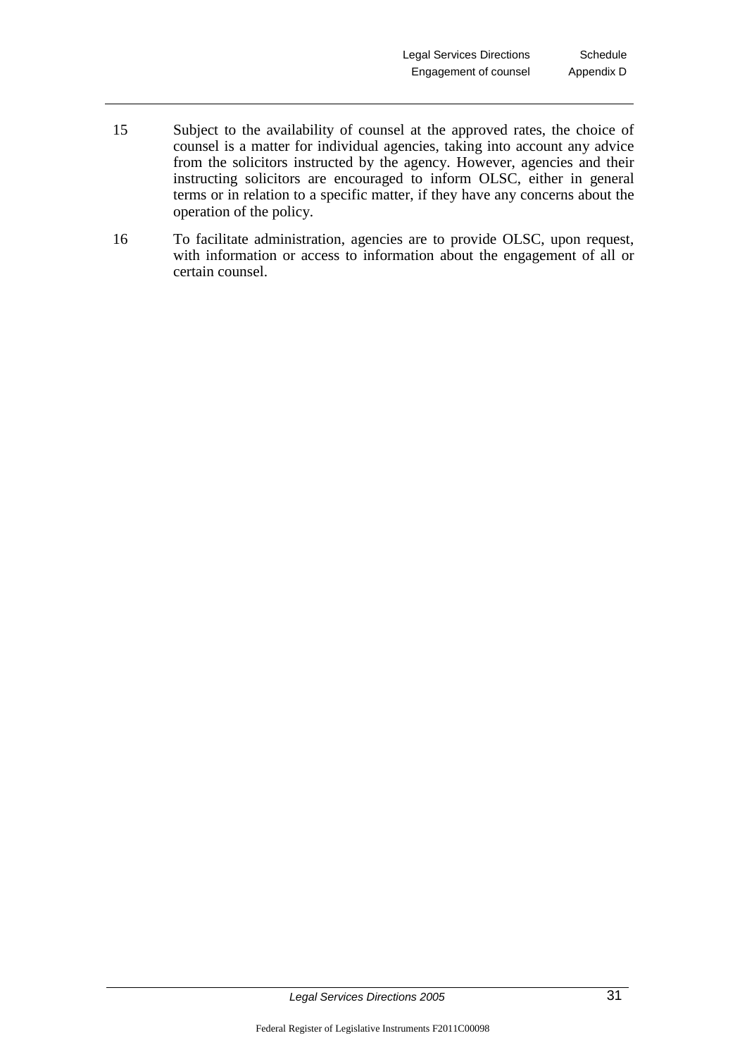15 Subject to the availability of counsel at the approved rates, the choice of counsel is a matter for individual agencies, taking into account any advice from the solicitors instructed by the agency. However, agencies and their instructing solicitors are encouraged to inform OLSC, either in general terms or in relation to a specific matter, if they have any concerns about the operation of the policy.

16 To facilitate administration, agencies are to provide OLSC, upon request, with information or access to information about the engagement of all or certain counsel.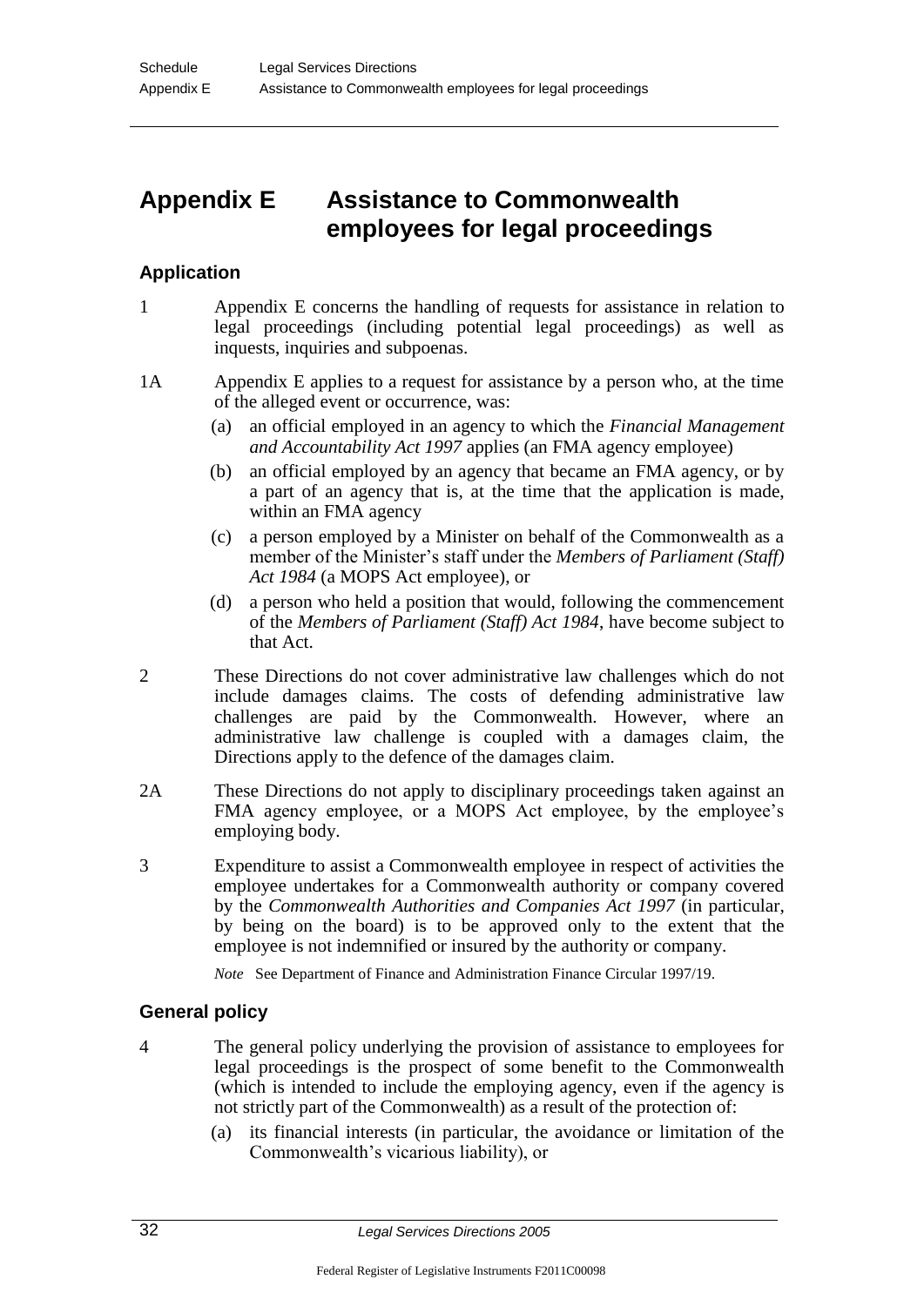# Appendix E Assistance to Commonwealth employees for legal proceedings

### Application

1 Appendix E concerns the handling of requests for assistance in relation to legal proceedings (including potential legal proceedings) as well as inquests, inquiries and subpoenas.

1A Appendix E applies to a request for assistance by a person who, at the time of the alleged event or occurrence, was:

(a) an official employed in an agency to which the *Financial Management and Accountability Act 1997* applies (an FMA agency employee)

(b) an official employed by an agency that became an FMA agency, or by a part of an agency that is, at the time that the application is made, within an FMA agency

(c) a person employed by a Minister on behalf of the Commonwealth as a member of the Minister's staff under the *Members of Parliament (Staff) Act 1984* (a MOPS Act employee), or

(d) a person who held a position that would, following the commencement of the *Members of Parliament (Staff) Act 1984*, have become subject to that Act.

2 These Directions do not cover administrative law challenges which do not include damages claims. The costs of defending administrative law challenges are paid by the Commonwealth. However, where an administrative law challenge is coupled with a damages claim, the Directions apply to the defence of the damages claim.

2A These Directions do not apply to disciplinary proceedings taken against an FMA agency employee, or a MOPS Act employee, by the employee's employing body.

3 Expenditure to assist a Commonwealth employee in respect of activities the employee undertakes for a Commonwealth authority or company covered by the *Commonwealth Authorities and Companies Act 1997* (in particular, by being on the board) is to be approved only to the extent that the employee is not indemnified or insured by the authority or company.

*Note* See Department of Finance and Administration Finance Circular 1997/19.

### General policy

4 The general policy underlying the provision of assistance to employees for legal proceedings is the prospect of some benefit to the Commonwealth (which is intended to include the employing agency, even if the agency is not strictly part of the Commonwealth) as a result of the protection of:

(a) its financial interests (in particular, the avoidance or limitation of the Commonwealth's vicarious liability), or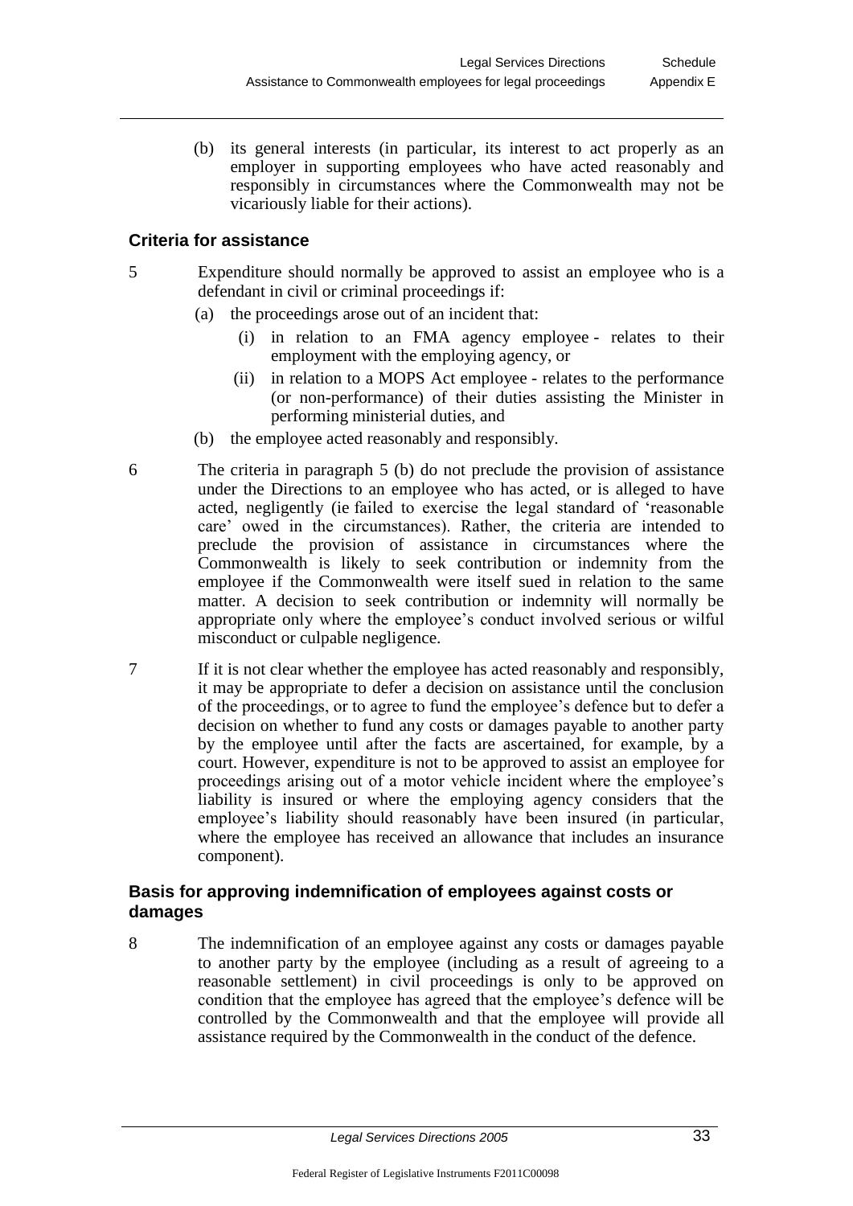(b) its general interests (in particular, its interest to act properly as an employer in supporting employees who have acted reasonably and responsibly in circumstances where the Commonwealth may not be vicariously liable for their actions).

### Criteria for assistance

5 Expenditure should normally be approved to assist an employee who is a defendant in civil or criminal proceedings if:

- (a) the proceedings arose out of an incident that:
  - (i) in relation to an FMA agency employee - relates to their employment with the employing agency, or
  - (ii) in relation to a MOPS Act employee - relates to the performance (or non-performance) of their duties assisting the Minister in performing ministerial duties, and
- (b) the employee acted reasonably and responsibly.

6 The criteria in paragraph 5 (b) do not preclude the provision of assistance under the Directions to an employee who has acted, or is alleged to have acted, negligently (ie failed to exercise the legal standard of 'reasonable care' owed in the circumstances). Rather, the criteria are intended to preclude the provision of assistance in circumstances where the Commonwealth is likely to seek contribution or indemnity from the employee if the Commonwealth were itself sued in relation to the same matter. A decision to seek contribution or indemnity will normally be appropriate only where the employee's conduct involved serious or wilful misconduct or culpable negligence.

7 If it is not clear whether the employee has acted reasonably and responsibly, it may be appropriate to defer a decision on assistance until the conclusion of the proceedings, or to agree to fund the employee's defence but to defer a decision on whether to fund any costs or damages payable to another party by the employee until after the facts are ascertained, for example, by a court. However, expenditure is not to be approved to assist an employee for proceedings arising out of a motor vehicle incident where the employee's liability is insured or where the employing agency considers that the employee's liability should reasonably have been insured (in particular, where the employee has received an allowance that includes an insurance component).

### Basis for approving indemnification of employees against costs or damages

8 The indemnification of an employee against any costs or damages payable to another party by the employee (including as a result of agreeing to a reasonable settlement) in civil proceedings is only to be approved on condition that the employee has agreed that the employee's defence will be controlled by the Commonwealth and that the employee will provide all assistance required by the Commonwealth in the conduct of the defence.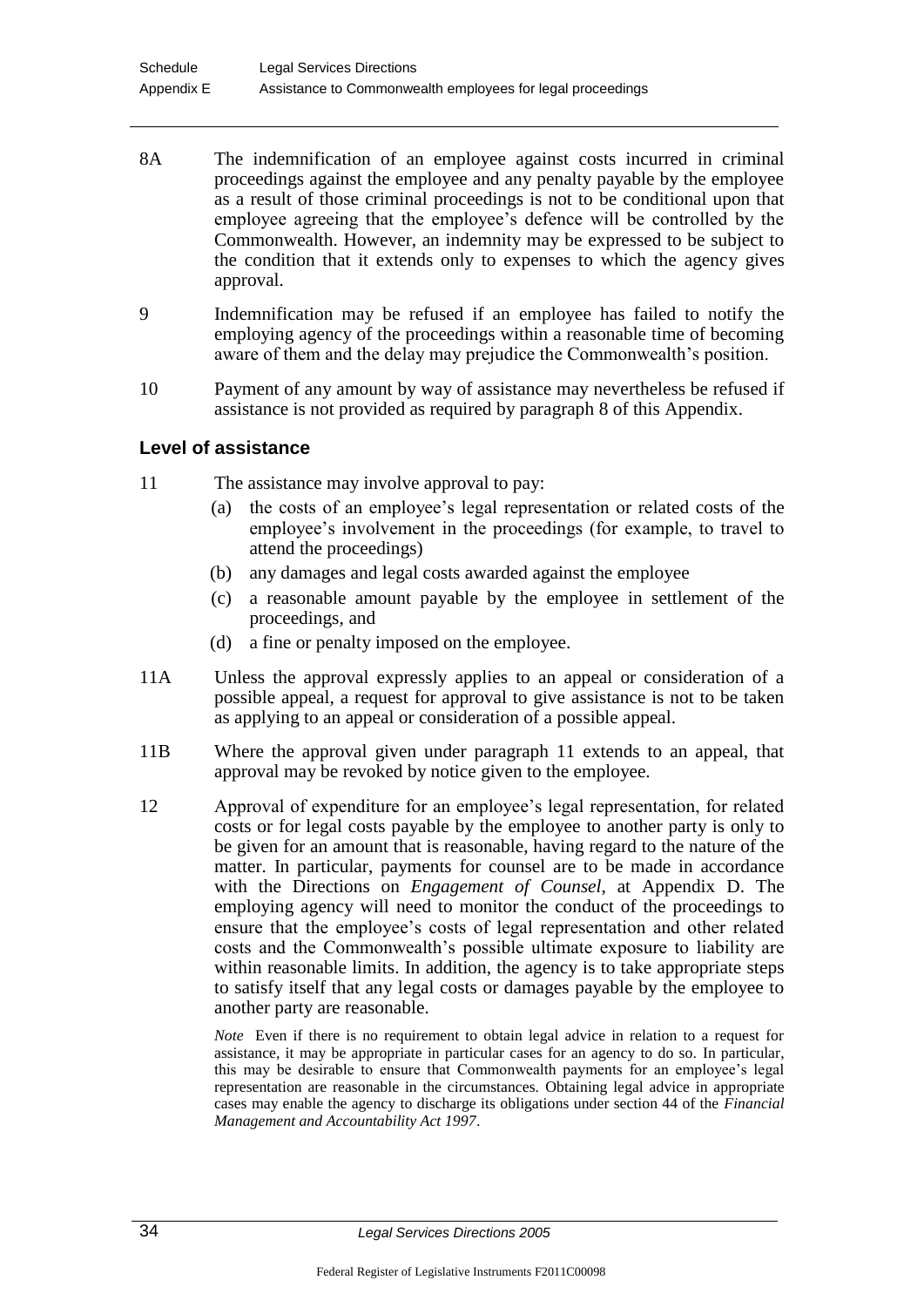8A The indemnification of an employee against costs incurred in criminal proceedings against the employee and any penalty payable by the employee as a result of those criminal proceedings is not to be conditional upon that employee agreeing that the employee's defence will be controlled by the Commonwealth. However, an indemnity may be expressed to be subject to the condition that it extends only to expenses to which the agency gives approval.

9 Indemnification may be refused if an employee has failed to notify the employing agency of the proceedings within a reasonable time of becoming aware of them and the delay may prejudice the Commonwealth's position.

10 Payment of any amount by way of assistance may nevertheless be refused if assistance is not provided as required by paragraph 8 of this Appendix.

## Level of assistance

11 The assistance may involve approval to pay:

(a) the costs of an employee's legal representation or related costs of the employee's involvement in the proceedings (for example, to travel to attend the proceedings)

(b) any damages and legal costs awarded against the employee

(c) a reasonable amount payable by the employee in settlement of the proceedings, and

(d) a fine or penalty imposed on the employee.

11A Unless the approval expressly applies to an appeal or consideration of a possible appeal, a request for approval to give assistance is not to be taken as applying to an appeal or consideration of a possible appeal.

11B Where the approval given under paragraph 11 extends to an appeal, that approval may be revoked by notice given to the employee.

12 Approval of expenditure for an employee's legal representation, for related costs or for legal costs payable by the employee to another party is only to be given for an amount that is reasonable, having regard to the nature of the matter. In particular, payments for counsel are to be made in accordance with the Directions on *Engagement of Counsel*, at Appendix D. The employing agency will need to monitor the conduct of the proceedings to ensure that the employee's costs of legal representation and other related costs and the Commonwealth's possible ultimate exposure to liability are within reasonable limits. In addition, the agency is to take appropriate steps to satisfy itself that any legal costs or damages payable by the employee to another party are reasonable.

*Note* Even if there is no requirement to obtain legal advice in relation to a request for assistance, it may be appropriate in particular cases for an agency to do so. In particular, this may be desirable to ensure that Commonwealth payments for an employee's legal representation are reasonable in the circumstances. Obtaining legal advice in appropriate cases may enable the agency to discharge its obligations under section 44 of the *Financial Management and Accountability Act 1997*.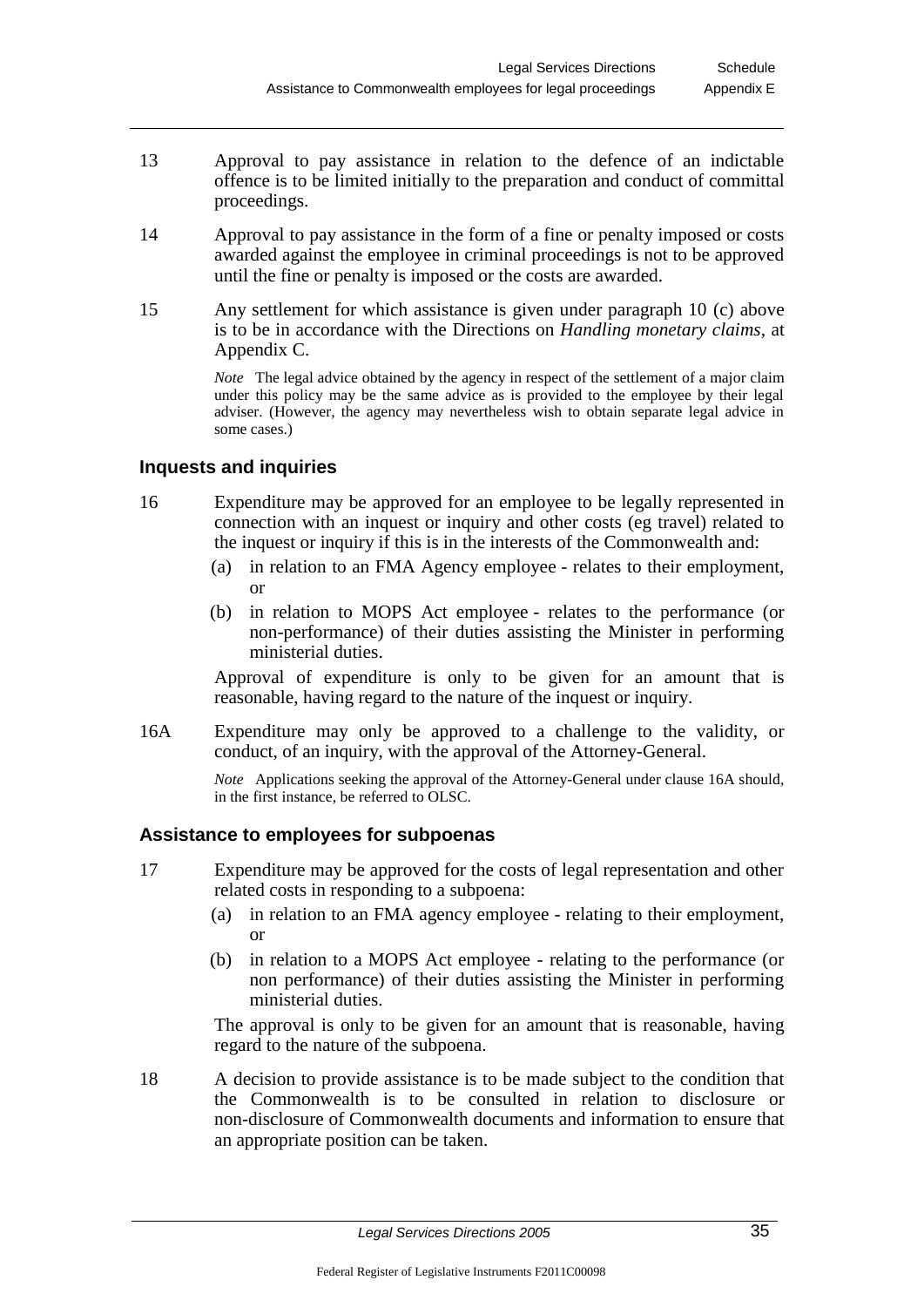13 Approval to pay assistance in relation to the defence of an indictable offence is to be limited initially to the preparation and conduct of committal proceedings.

14 Approval to pay assistance in the form of a fine or penalty imposed or costs awarded against the employee in criminal proceedings is not to be approved until the fine or penalty is imposed or the costs are awarded.

15 Any settlement for which assistance is given under paragraph 10 (c) above is to be in accordance with the Directions on *Handling monetary claims*, at Appendix C.

*Note* The legal advice obtained by the agency in respect of the settlement of a major claim under this policy may be the same advice as is provided to the employee by their legal adviser. (However, the agency may nevertheless wish to obtain separate legal advice in some cases.)

### Inquests and inquiries

16 Expenditure may be approved for an employee to be legally represented in connection with an inquest or inquiry and other costs (eg travel) related to the inquest or inquiry if this is in the interests of the Commonwealth and:

(a) in relation to an FMA Agency employee - relates to their employment, or

(b) in relation to MOPS Act employee - relates to the performance (or non-performance) of their duties assisting the Minister in performing ministerial duties.

Approval of expenditure is only to be given for an amount that is reasonable, having regard to the nature of the inquest or inquiry.

16A Expenditure may only be approved to a challenge to the validity, or conduct, of an inquiry, with the approval of the Attorney-General.

*Note* Applications seeking the approval of the Attorney-General under clause 16A should, in the first instance, be referred to OLSC.

### Assistance to employees for subpoenas

17 Expenditure may be approved for the costs of legal representation and other related costs in responding to a subpoena:

(a) in relation to an FMA agency employee - relating to their employment, or

(b) in relation to a MOPS Act employee - relating to the performance (or non performance) of their duties assisting the Minister in performing ministerial duties.

The approval is only to be given for an amount that is reasonable, having regard to the nature of the subpoena.

18 A decision to provide assistance is to be made subject to the condition that the Commonwealth is to be consulted in relation to disclosure or non-disclosure of Commonwealth documents and information to ensure that an appropriate position can be taken.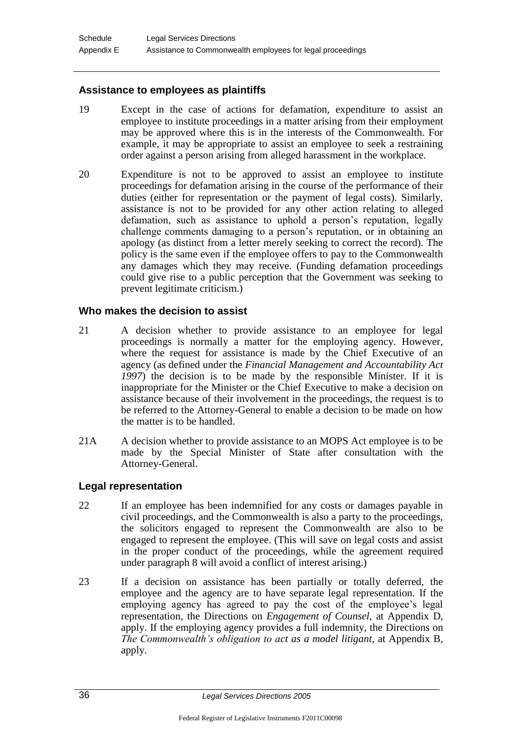### Assistance to employees as plaintiffs

19 Except in the case of actions for defamation, expenditure to assist an employee to institute proceedings in a matter arising from their employment may be approved where this is in the interests of the Commonwealth. For example, it may be appropriate to assist an employee to seek a restraining order against a person arising from alleged harassment in the workplace.

20 Expenditure is not to be approved to assist an employee to institute proceedings for defamation arising in the course of the performance of their duties (either for representation or the payment of legal costs). Similarly, assistance is not to be provided for any other action relating to alleged defamation, such as assistance to uphold a person's reputation, legally challenge comments damaging to a person's reputation, or in obtaining an apology (as distinct from a letter merely seeking to correct the record). The policy is the same even if the employee offers to pay to the Commonwealth any damages which they may receive. (Funding defamation proceedings could give rise to a public perception that the Government was seeking to prevent legitimate criticism.)

### Who makes the decision to assist

21 A decision whether to provide assistance to an employee for legal proceedings is normally a matter for the employing agency. However, where the request for assistance is made by the Chief Executive of an agency (as defined under the *Financial Management and Accountability Act 1997*) the decision is to be made by the responsible Minister. If it is inappropriate for the Minister or the Chief Executive to make a decision on assistance because of their involvement in the proceedings, the request is to be referred to the Attorney-General to enable a decision to be made on how the matter is to be handled.

21A A decision whether to provide assistance to an MOPS Act employee is to be made by the Special Minister of State after consultation with the Attorney-General.

### Legal representation

22 If an employee has been indemnified for any costs or damages payable in civil proceedings, and the Commonwealth is also a party to the proceedings, the solicitors engaged to represent the Commonwealth are also to be engaged to represent the employee. (This will save on legal costs and assist in the proper conduct of the proceedings, while the agreement required under paragraph 8 will avoid a conflict of interest arising.)

23 If a decision on assistance has been partially or totally deferred, the employee and the agency are to have separate legal representation. If the employing agency has agreed to pay the cost of the employee's legal representation, the Directions on *Engagement of Counsel*, at Appendix D, apply. If the employing agency provides a full indemnity, the Directions on *The Commonwealth's obligation to act as a model litigant*, at Appendix B, apply.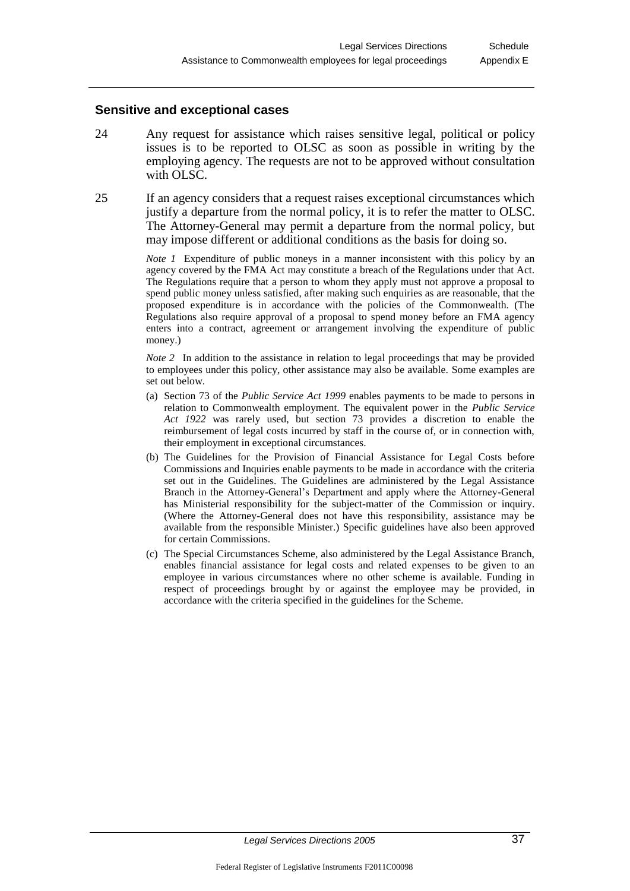## Sensitive and exceptional cases

24 Any request for assistance which raises sensitive legal, political or policy issues is to be reported to OLSC as soon as possible in writing by the employing agency. The requests are not to be approved without consultation with OLSC.

25 If an agency considers that a request raises exceptional circumstances which justify a departure from the normal policy, it is to refer the matter to OLSC. The Attorney-General may permit a departure from the normal policy, but may impose different or additional conditions as the basis for doing so.

*Note 1* Expenditure of public moneys in a manner inconsistent with this policy by an agency covered by the FMA Act may constitute a breach of the Regulations under that Act. The Regulations require that a person to whom they apply must not approve a proposal to spend public money unless satisfied, after making such enquiries as are reasonable, that the proposed expenditure is in accordance with the policies of the Commonwealth. (The Regulations also require approval of a proposal to spend money before an FMA agency enters into a contract, agreement or arrangement involving the expenditure of public money.)

*Note 2* In addition to the assistance in relation to legal proceedings that may be provided to employees under this policy, other assistance may also be available. Some examples are set out below.

(a) Section 73 of the *Public Service Act 1999* enables payments to be made to persons in relation to Commonwealth employment. The equivalent power in the *Public Service Act 1922* was rarely used, but section 73 provides a discretion to enable the reimbursement of legal costs incurred by staff in the course of, or in connection with, their employment in exceptional circumstances.

(b) The Guidelines for the Provision of Financial Assistance for Legal Costs before Commissions and Inquiries enable payments to be made in accordance with the criteria set out in the Guidelines. The Guidelines are administered by the Legal Assistance Branch in the Attorney-General's Department and apply where the Attorney-General has Ministerial responsibility for the subject-matter of the Commission or inquiry. (Where the Attorney-General does not have this responsibility, assistance may be available from the responsible Minister.) Specific guidelines have also been approved for certain Commissions.

(c) The Special Circumstances Scheme, also administered by the Legal Assistance Branch, enables financial assistance for legal costs and related expenses to be given to an employee in various circumstances where no other scheme is available. Funding in respect of proceedings brought by or against the employee may be provided, in accordance with the criteria specified in the guidelines for the Scheme.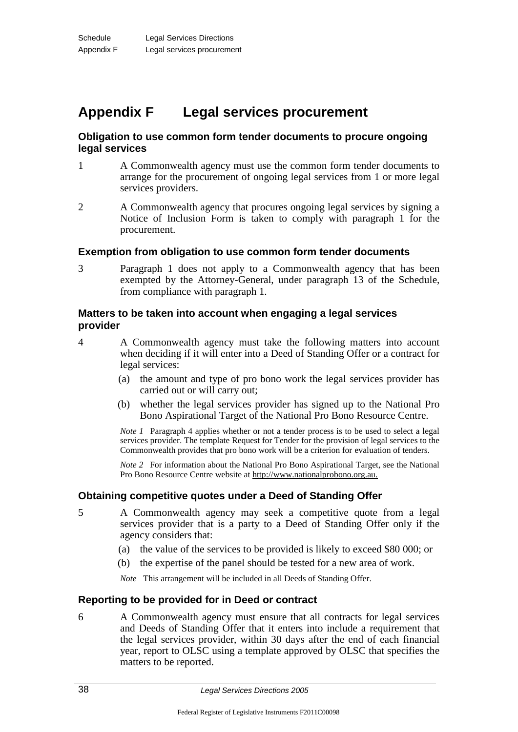# Appendix F Legal services procurement

### Obligation to use common form tender documents to procure ongoing legal services

1 A Commonwealth agency must use the common form tender documents to arrange for the procurement of ongoing legal services from 1 or more legal services providers.

2 A Commonwealth agency that procures ongoing legal services by signing a Notice of Inclusion Form is taken to comply with paragraph 1 for the procurement.

### Exemption from obligation to use common form tender documents

3 Paragraph 1 does not apply to a Commonwealth agency that has been exempted by the Attorney-General, under paragraph 13 of the Schedule, from compliance with paragraph 1.

### Matters to be taken into account when engaging a legal services provider

4 A Commonwealth agency must take the following matters into account when deciding if it will enter into a Deed of Standing Offer or a contract for legal services:

(a) the amount and type of pro bono work the legal services provider has carried out or will carry out;

(b) whether the legal services provider has signed up to the National Pro Bono Aspirational Target of the National Pro Bono Resource Centre.

*Note 1* Paragraph 4 applies whether or not a tender process is to be used to select a legal services provider. The template Request for Tender for the provision of legal services to the Commonwealth provides that pro bono work will be a criterion for evaluation of tenders.

*Note 2* For information about the National Pro Bono Aspirational Target, see the National Pro Bono Resource Centre website at http://www.nationalprobono.org.au.

### Obtaining competitive quotes under a Deed of Standing Offer

5 A Commonwealth agency may seek a competitive quote from a legal services provider that is a party to a Deed of Standing Offer only if the agency considers that:

(a) the value of the services to be provided is likely to exceed $80 000; or

(b) the expertise of the panel should be tested for a new area of work.

*Note* This arrangement will be included in all Deeds of Standing Offer.

### Reporting to be provided for in Deed or contract

6 A Commonwealth agency must ensure that all contracts for legal services and Deeds of Standing Offer that it enters into include a requirement that the legal services provider, within 30 days after the end of each financial year, report to OLSC using a template approved by OLSC that specifies the matters to be reported.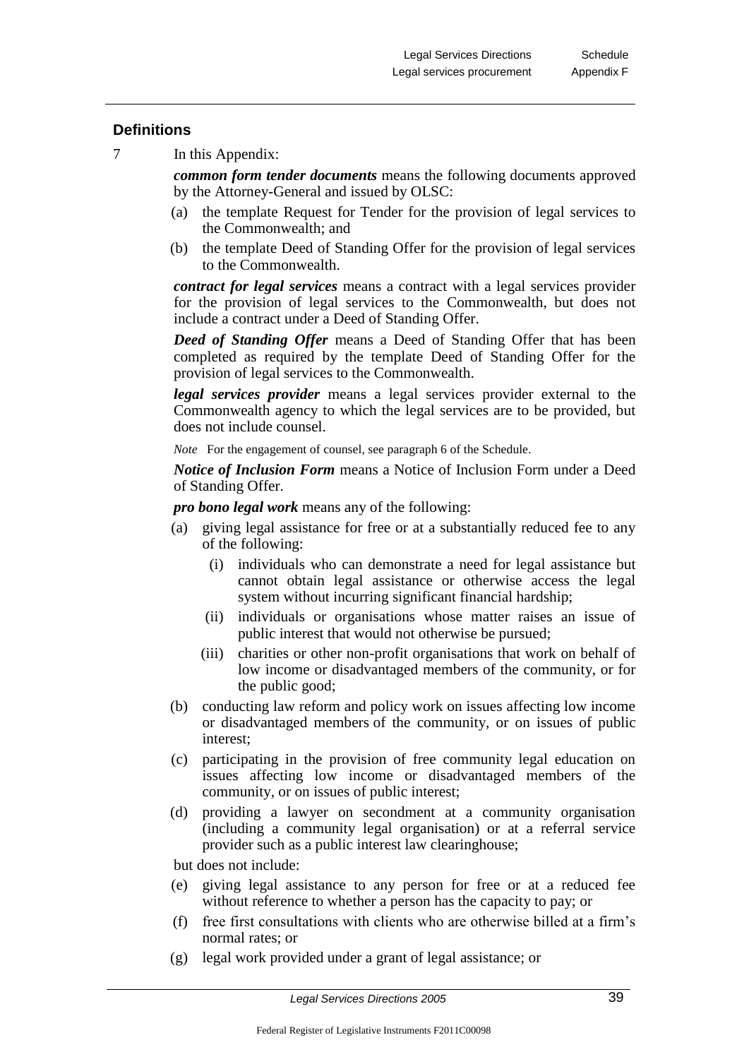## Definitions

7 In this Appendix:

***common form tender documents*** means the following documents approved by the Attorney-General and issued by OLSC:

(a) the template Request for Tender for the provision of legal services to the Commonwealth; and

(b) the template Deed of Standing Offer for the provision of legal services to the Commonwealth.

***contract for legal services*** means a contract with a legal services provider for the provision of legal services to the Commonwealth, but does not include a contract under a Deed of Standing Offer.

***Deed of Standing Offer*** means a Deed of Standing Offer that has been completed as required by the template Deed of Standing Offer for the provision of legal services to the Commonwealth.

***legal services provider*** means a legal services provider external to the Commonwealth agency to which the legal services are to be provided, but does not include counsel.

*Note* For the engagement of counsel, see paragraph 6 of the Schedule.

***Notice of Inclusion Form*** means a Notice of Inclusion Form under a Deed of Standing Offer.

***pro bono legal work*** means any of the following:

(a) giving legal assistance for free or at a substantially reduced fee to any of the following:

  (i) individuals who can demonstrate a need for legal assistance but cannot obtain legal assistance or otherwise access the legal system without incurring significant financial hardship;

  (ii) individuals or organisations whose matter raises an issue of public interest that would not otherwise be pursued;

  (iii) charities or other non-profit organisations that work on behalf of low income or disadvantaged members of the community, or for the public good;

(b) conducting law reform and policy work on issues affecting low income or disadvantaged members of the community, or on issues of public interest;

(c) participating in the provision of free community legal education on issues affecting low income or disadvantaged members of the community, or on issues of public interest;

(d) providing a lawyer on secondment at a community organisation (including a community legal organisation) or at a referral service provider such as a public interest law clearinghouse;

but does not include:

(e) giving legal assistance to any person for free or at a reduced fee without reference to whether a person has the capacity to pay; or

(f) free first consultations with clients who are otherwise billed at a firm's normal rates; or

(g) legal work provided under a grant of legal assistance; or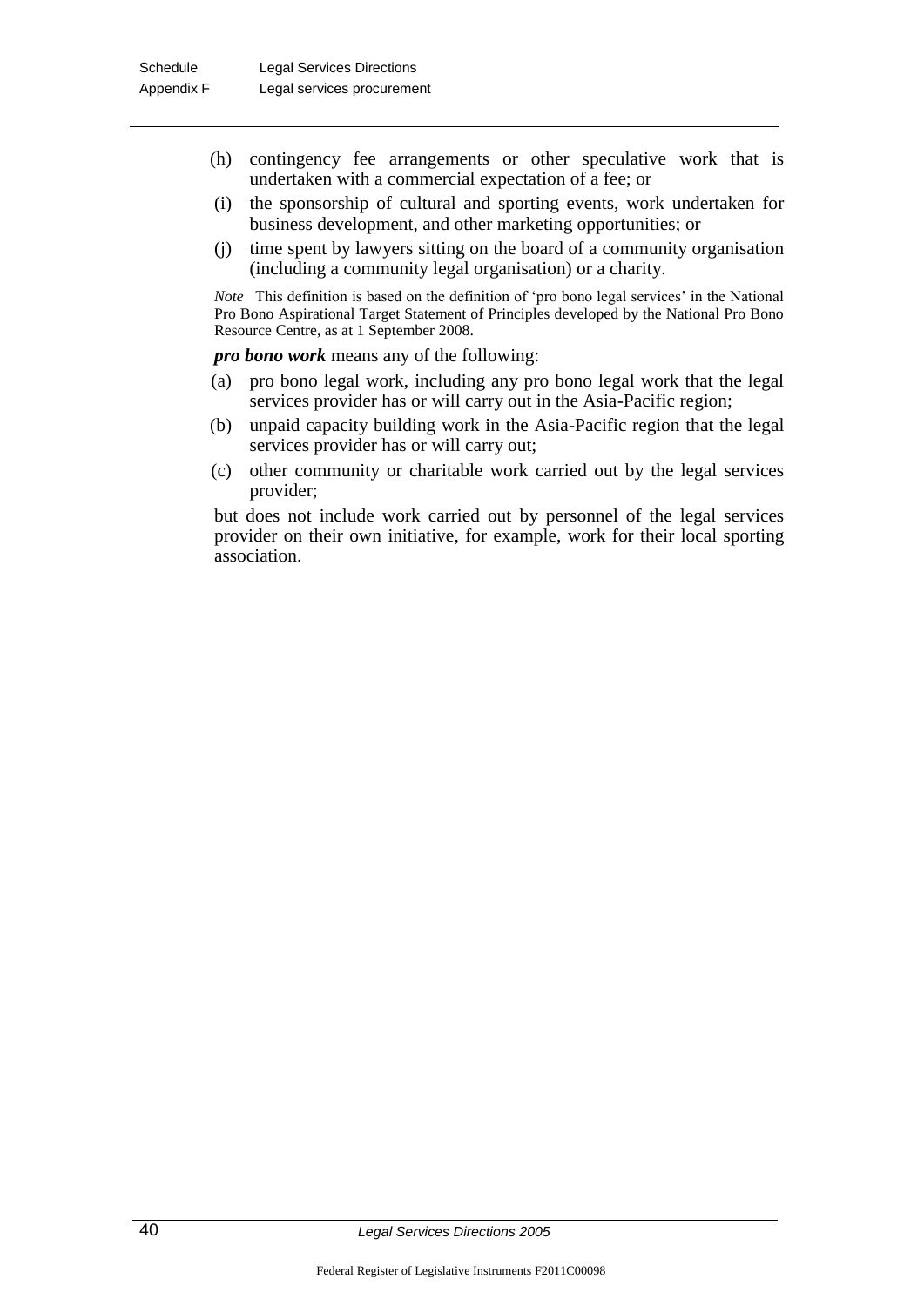(h) contingency fee arrangements or other speculative work that is undertaken with a commercial expectation of a fee; or

(i) the sponsorship of cultural and sporting events, work undertaken for business development, and other marketing opportunities; or

(j) time spent by lawyers sitting on the board of a community organisation (including a community legal organisation) or a charity.

*Note* This definition is based on the definition of 'pro bono legal services' in the National Pro Bono Aspirational Target Statement of Principles developed by the National Pro Bono Resource Centre, as at 1 September 2008.

***pro bono work*** means any of the following:

(a) pro bono legal work, including any pro bono legal work that the legal services provider has or will carry out in the Asia-Pacific region;

(b) unpaid capacity building work in the Asia-Pacific region that the legal services provider has or will carry out;

(c) other community or charitable work carried out by the legal services provider;

but does not include work carried out by personnel of the legal services provider on their own initiative, for example, work for their local sporting association.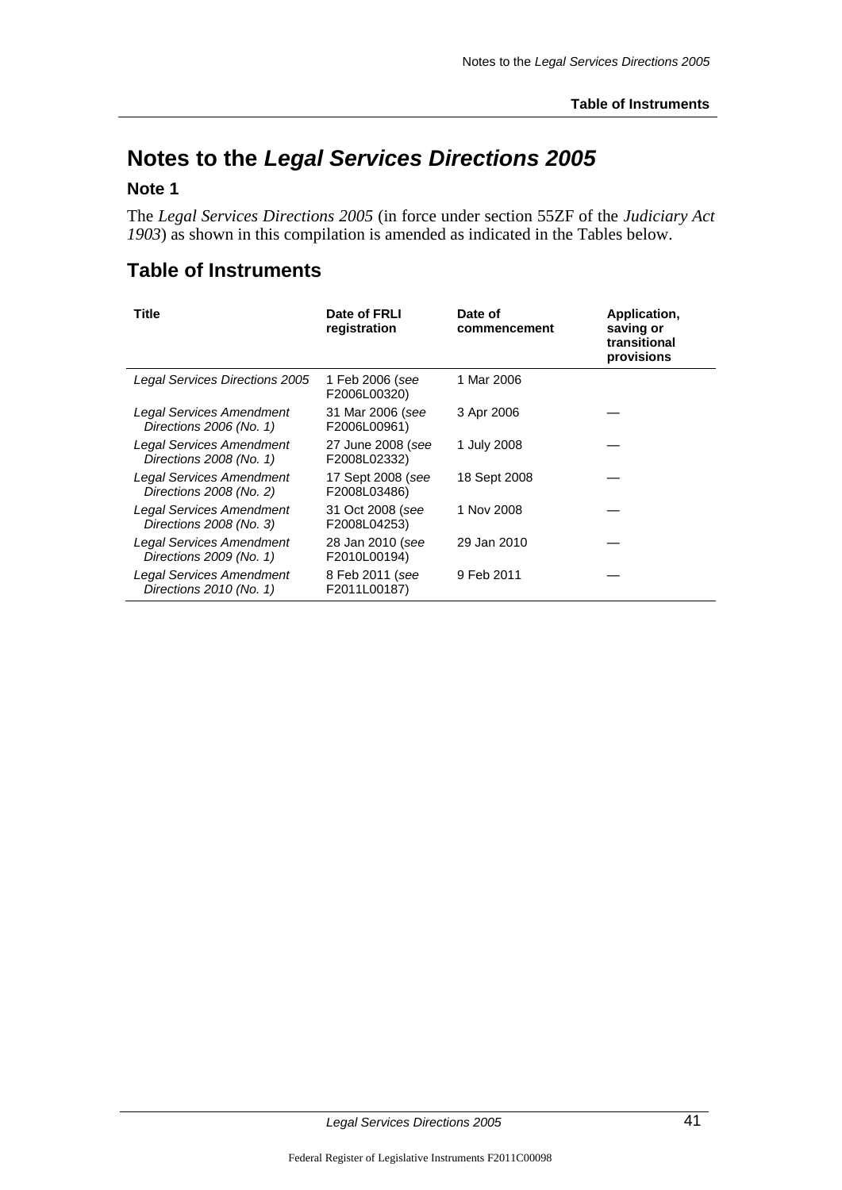# Notes to the *Legal Services Directions 2005*

## Note 1

The *Legal Services Directions 2005* (in force under section 55ZF of the *Judiciary Act 1903*) as shown in this compilation is amended as indicated in the Tables below.

## Table of Instruments

| Title | Date of FRLI registration | Date of commencement | Application, saving or transitional provisions |
|---|---|---|---|
| *Legal Services Directions 2005* | 1 Feb 2006 (*see* F2006L00320) | 1 Mar 2006 | |
| *Legal Services Amendment Directions 2006 (No. 1)* | 31 Mar 2006 (*see* F2006L00961) | 3 Apr 2006 | — |
| *Legal Services Amendment Directions 2008 (No. 1)* | 27 June 2008 (*see* F2008L02332) | 1 July 2008 | — |
| *Legal Services Amendment Directions 2008 (No. 2)* | 17 Sept 2008 (*see* F2008L03486) | 18 Sept 2008 | — |
| *Legal Services Amendment Directions 2008 (No. 3)* | 31 Oct 2008 (*see* F2008L04253) | 1 Nov 2008 | — |
| *Legal Services Amendment Directions 2009 (No. 1)* | 28 Jan 2010 (*see* F2010L00194) | 29 Jan 2010 | — |
| *Legal Services Amendment Directions 2010 (No. 1)* | 8 Feb 2011 (*see* F2011L00187) | 9 Feb 2011 | — |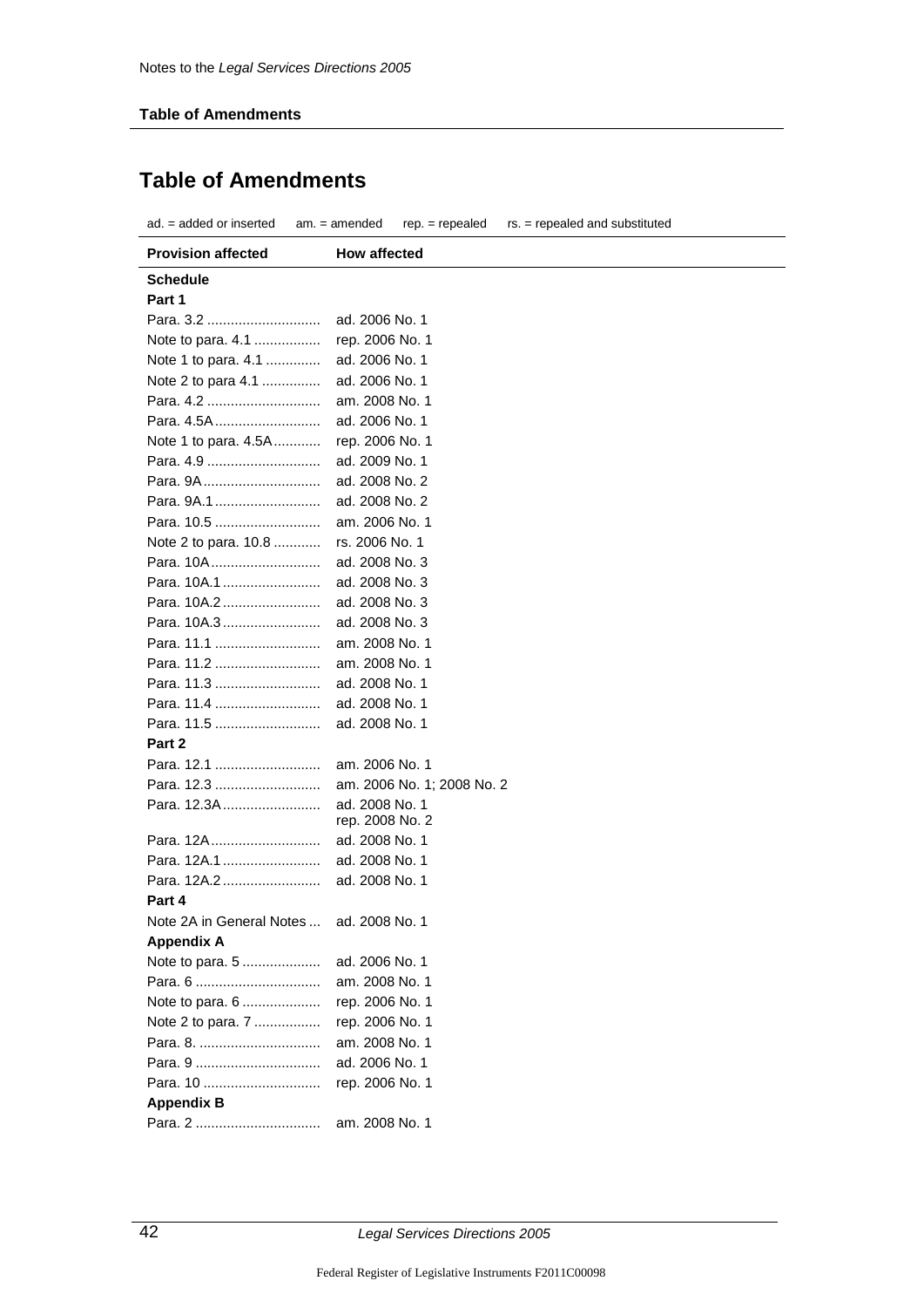# Table of Amendments

ad. = added or inserted   am. = amended   rep. = repealed   rs. = repealed and substituted

| Provision affected | How affected |
|---|---|
| **Schedule** | |
| **Part 1** | |
| Para. 3.2 | ad. 2006 No. 1 |
| Note to para. 4.1 | rep. 2006 No. 1 |
| Note 1 to para. 4.1 | ad. 2006 No. 1 |
| Note 2 to para 4.1 | ad. 2006 No. 1 |
| Para. 4.2 | am. 2008 No. 1 |
| Para. 4.5A | ad. 2006 No. 1 |
| Note 1 to para. 4.5A | rep. 2006 No. 1 |
| Para. 4.9 | ad. 2009 No. 1 |
| Para. 9A | ad. 2008 No. 2 |
| Para. 9A.1 | ad. 2008 No. 2 |
| Para. 10.5 | am. 2006 No. 1 |
| Note 2 to para. 10.8 | rs. 2006 No. 1 |
| Para. 10A | ad. 2008 No. 3 |
| Para. 10A.1 | ad. 2008 No. 3 |
| Para. 10A.2 | ad. 2008 No. 3 |
| Para. 10A.3 | ad. 2008 No. 3 |
| Para. 11.1 | am. 2008 No. 1 |
| Para. 11.2 | am. 2008 No. 1 |
| Para. 11.3 | ad. 2008 No. 1 |
| Para. 11.4 | ad. 2008 No. 1 |
| Para. 11.5 | ad. 2008 No. 1 |
| **Part 2** | |
| Para. 12.1 | am. 2006 No. 1 |
| Para. 12.3 | am. 2006 No. 1; 2008 No. 2 |
| Para. 12.3A | ad. 2008 No. 1<br>rep. 2008 No. 2 |
| Para. 12A | ad. 2008 No. 1 |
| Para. 12A.1 | ad. 2008 No. 1 |
| Para. 12A.2 | ad. 2008 No. 1 |
| **Part 4** | |
| Note 2A in General Notes | ad. 2008 No. 1 |
| **Appendix A** | |
| Note to para. 5 | ad. 2006 No. 1 |
| Para. 6 | am. 2008 No. 1 |
| Note to para. 6 | rep. 2006 No. 1 |
| Note 2 to para. 7 | rep. 2006 No. 1 |
| Para. 8. | am. 2008 No. 1 |
| Para. 9 | ad. 2006 No. 1 |
| Para. 10 | rep. 2006 No. 1 |
| **Appendix B** | |
| Para. 2 | am. 2008 No. 1 |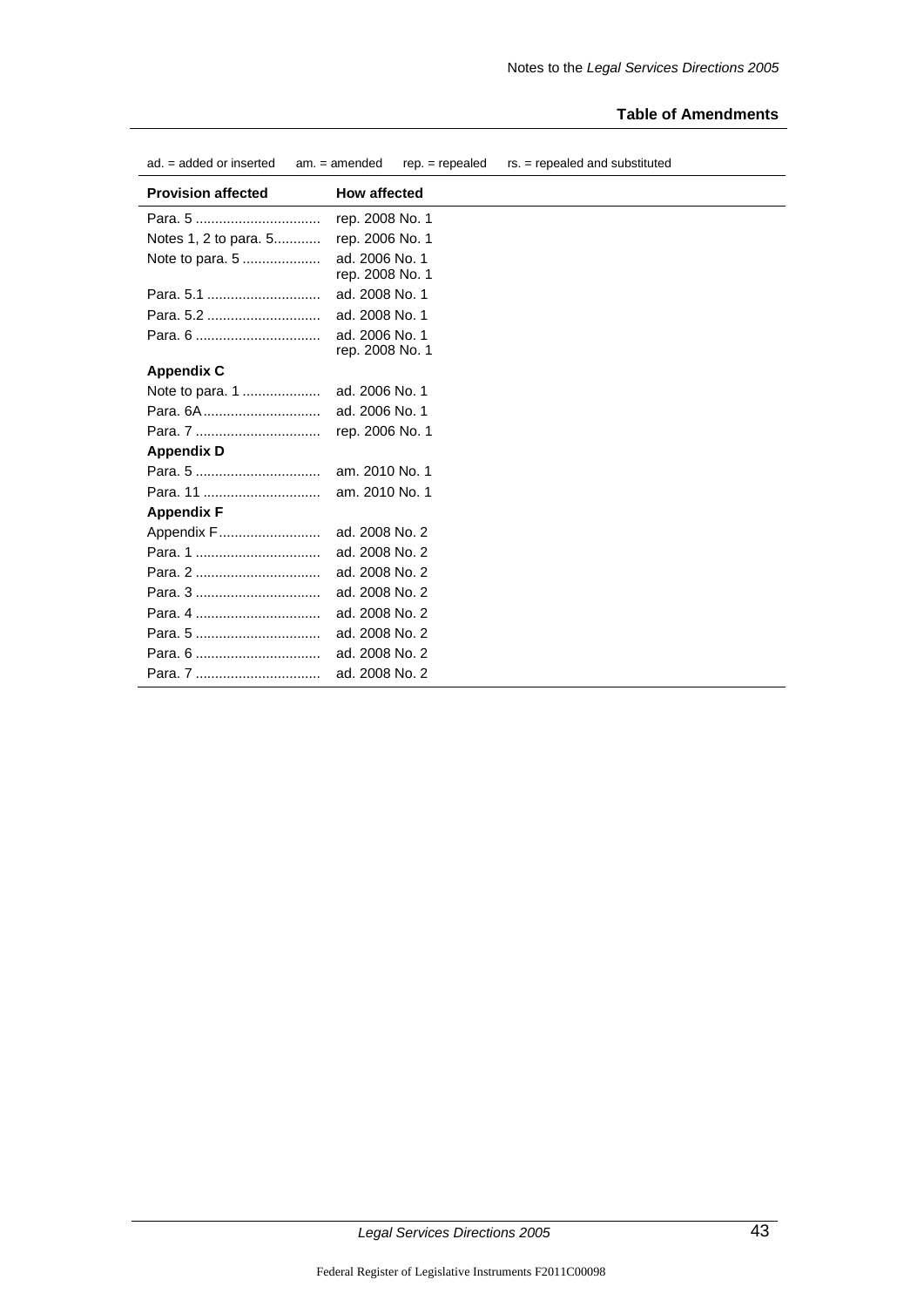**Table of Amendments**

ad. = added or inserted  am. = amended  rep. = repealed  rs. = repealed and substituted

| Provision affected | How affected |
|---|---|
| Para. 5 | rep. 2008 No. 1 |
| Notes 1, 2 to para. 5 | rep. 2006 No. 1 |
| Note to para. 5 | ad. 2006 No. 1<br>rep. 2008 No. 1 |
| Para. 5.1 | ad. 2008 No. 1 |
| Para. 5.2 | ad. 2008 No. 1 |
| Para. 6 | ad. 2006 No. 1<br>rep. 2008 No. 1 |
| **Appendix C** | |
| Note to para. 1 | ad. 2006 No. 1 |
| Para. 6A | ad. 2006 No. 1 |
| Para. 7 | rep. 2006 No. 1 |
| **Appendix D** | |
| Para. 5 | am. 2010 No. 1 |
| Para. 11 | am. 2010 No. 1 |
| **Appendix F** | |
| Appendix F | ad. 2008 No. 2 |
| Para. 1 | ad. 2008 No. 2 |
| Para. 2 | ad. 2008 No. 2 |
| Para. 3 | ad. 2008 No. 2 |
| Para. 4 | ad. 2008 No. 2 |
| Para. 5 | ad. 2008 No. 2 |
| Para. 6 | ad. 2008 No. 2 |
| Para. 7 | ad. 2008 No. 2 |